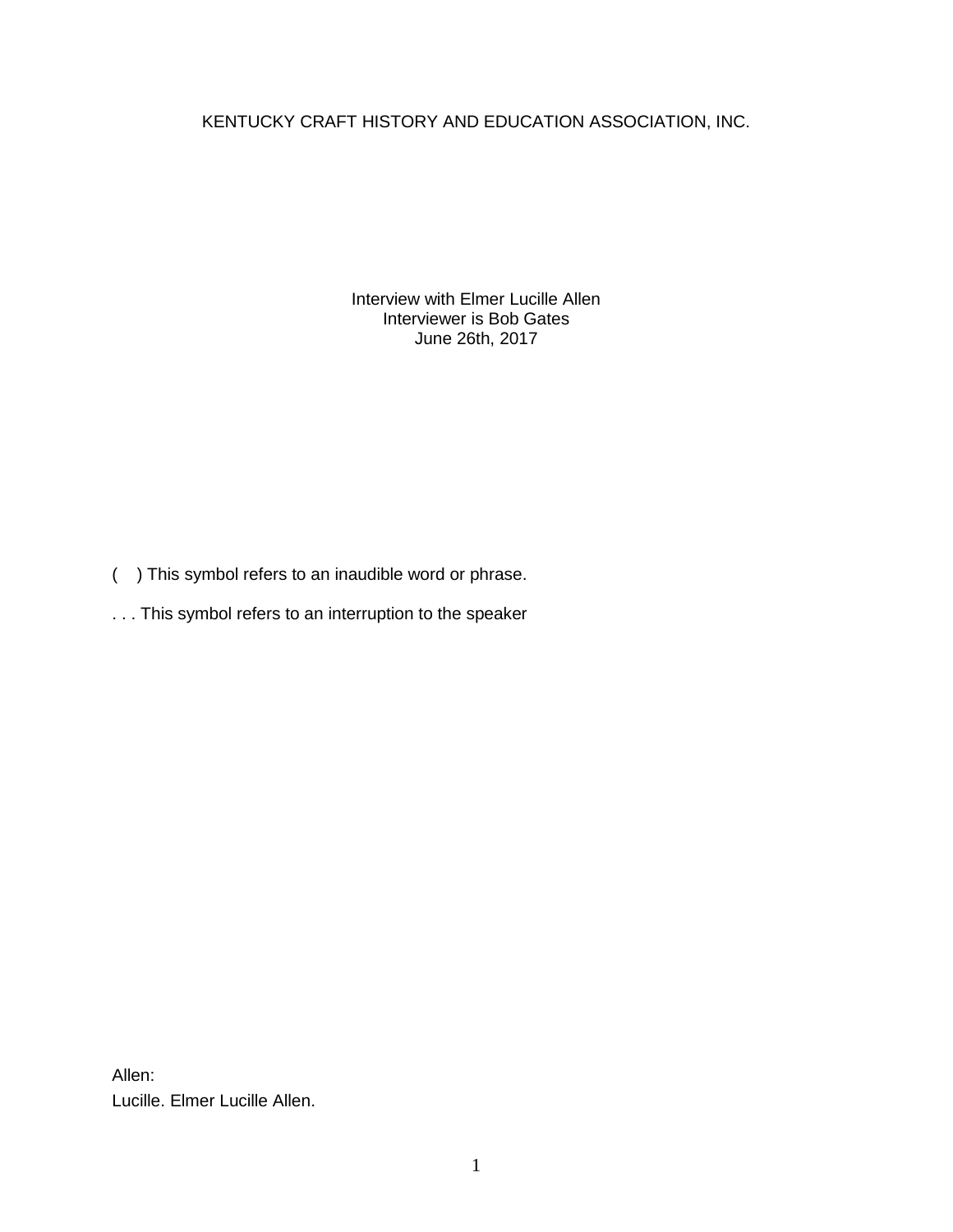KENTUCKY CRAFT HISTORY AND EDUCATION ASSOCIATION, INC.

Interview with Elmer Lucille Allen
Interviewer is Bob Gates
June 26th, 2017

( ) This symbol refers to an inaudible word or phrase.

. . . This symbol refers to an interruption to the speaker

Allen:
Lucille. Elmer Lucille Allen.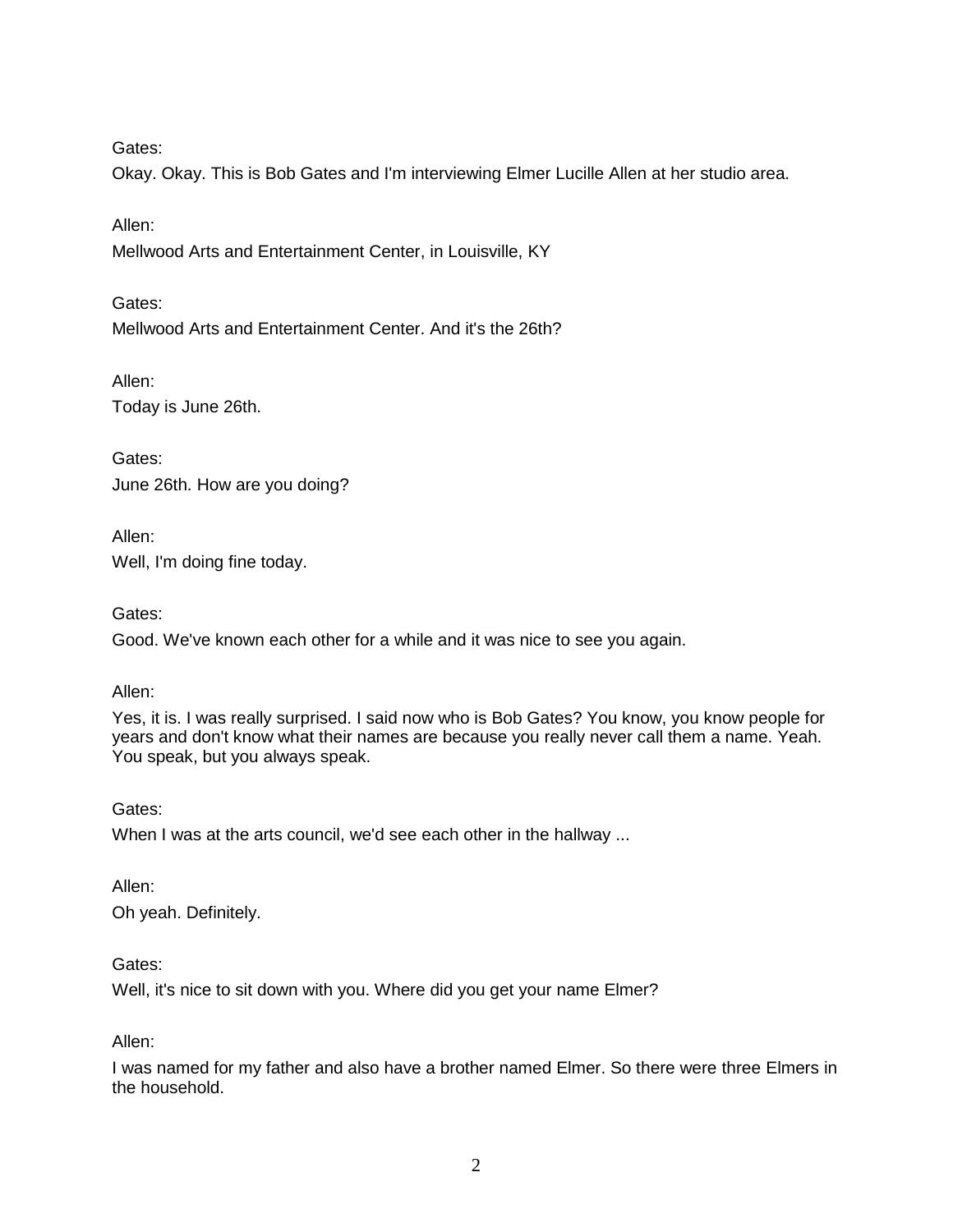Gates:

Okay. Okay. This is Bob Gates and I'm interviewing Elmer Lucille Allen at her studio area.

Allen:

Mellwood Arts and Entertainment Center, in Louisville, KY

Gates:

Mellwood Arts and Entertainment Center. And it's the 26th?

Allen:

Today is June 26th.

Gates:

June 26th. How are you doing?

Allen:

Well, I'm doing fine today.

Gates:

Good. We've known each other for a while and it was nice to see you again.

Allen:

Yes, it is. I was really surprised. I said now who is Bob Gates? You know, you know people for years and don't know what their names are because you really never call them a name. Yeah. You speak, but you always speak.

Gates:

When I was at the arts council, we'd see each other in the hallway ...

Allen:

Oh yeah. Definitely.

Gates:

Well, it's nice to sit down with you. Where did you get your name Elmer?

Allen:

I was named for my father and also have a brother named Elmer. So there were three Elmers in the household.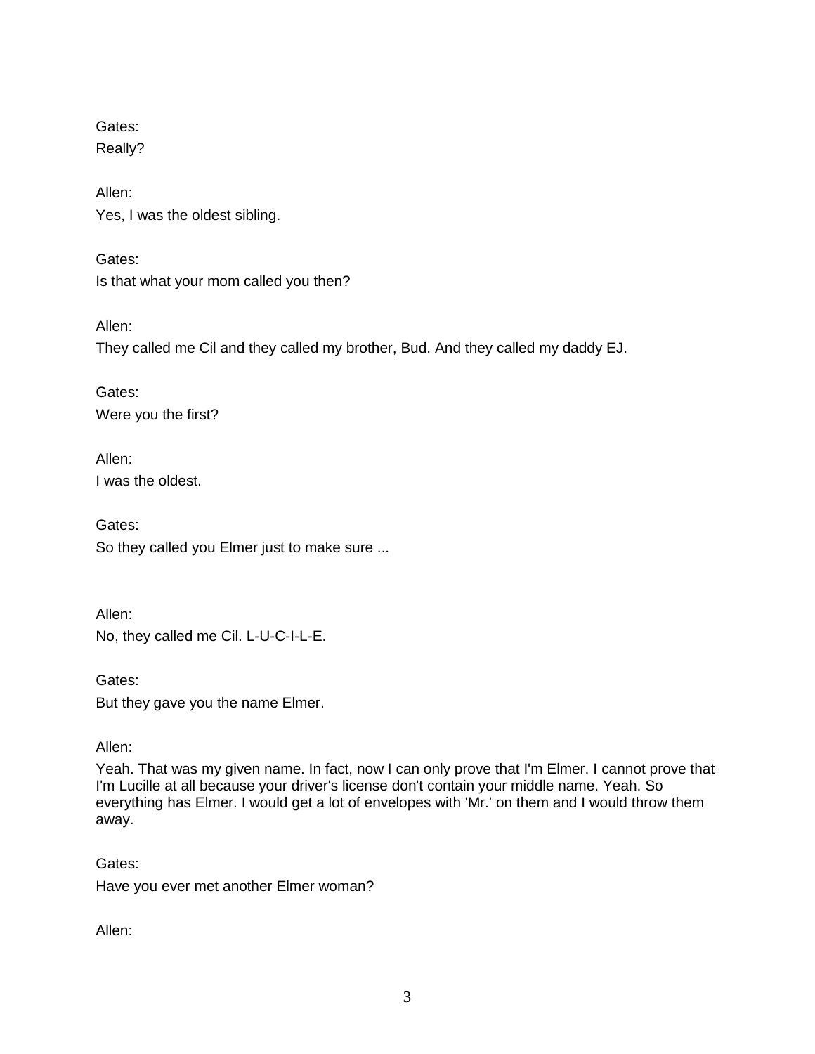Gates:
Really?

Allen:
Yes, I was the oldest sibling.

Gates:
Is that what your mom called you then?

Allen:
They called me Cil and they called my brother, Bud. And they called my daddy EJ.

Gates:
Were you the first?

Allen:
I was the oldest.

Gates:
So they called you Elmer just to make sure ...

Allen:
No, they called me Cil. L-U-C-I-L-E.

Gates:
But they gave you the name Elmer.

Allen:
Yeah. That was my given name. In fact, now I can only prove that I'm Elmer. I cannot prove that I'm Lucille at all because your driver's license don't contain your middle name. Yeah. So everything has Elmer. I would get a lot of envelopes with 'Mr.' on them and I would throw them away.

Gates:
Have you ever met another Elmer woman?

Allen: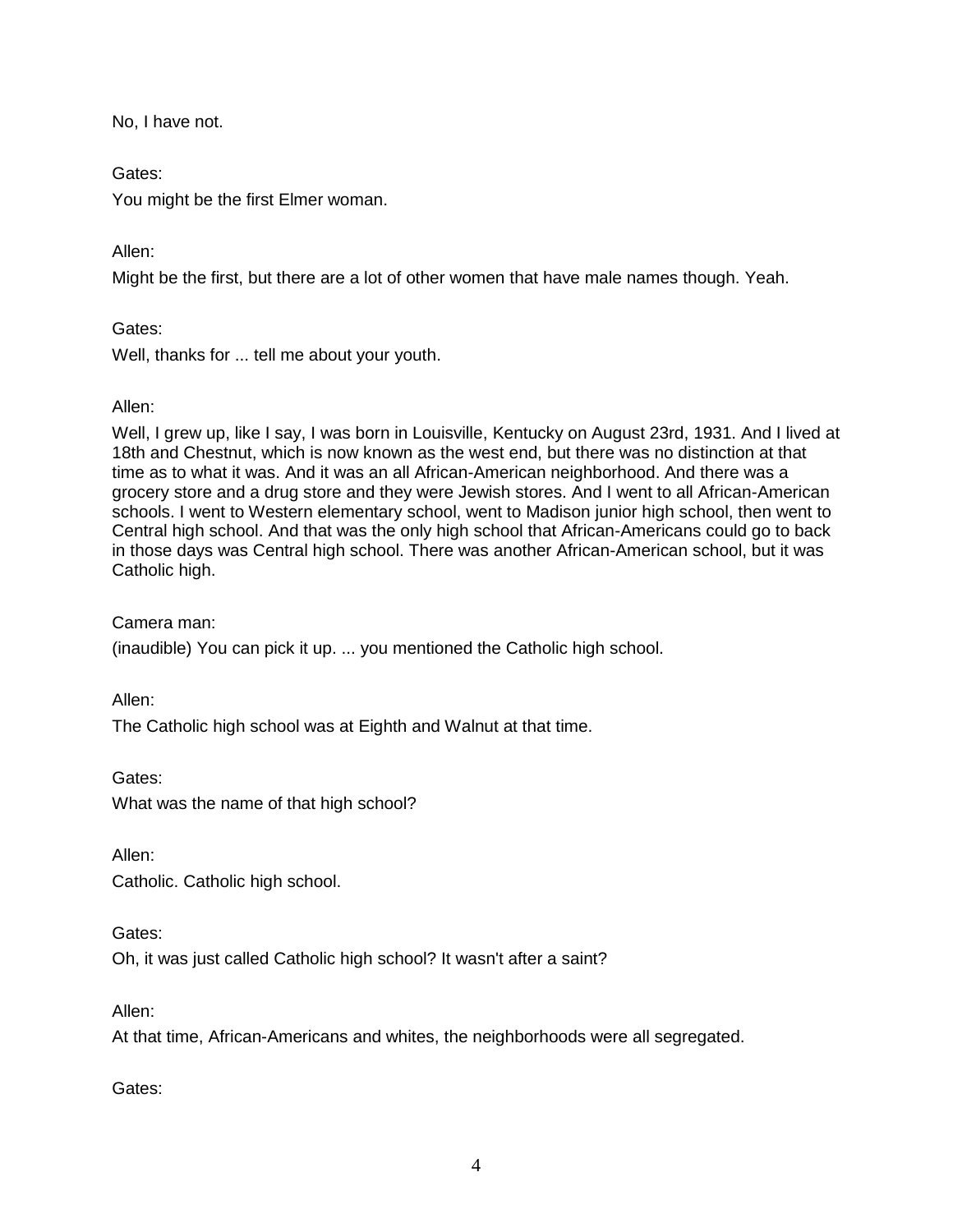No, I have not.

Gates:

You might be the first Elmer woman.

Allen:

Might be the first, but there are a lot of other women that have male names though. Yeah.

Gates:

Well, thanks for ... tell me about your youth.

Allen:

Well, I grew up, like I say, I was born in Louisville, Kentucky on August 23rd, 1931. And I lived at 18th and Chestnut, which is now known as the west end, but there was no distinction at that time as to what it was. And it was an all African-American neighborhood. And there was a grocery store and a drug store and they were Jewish stores. And I went to all African-American schools. I went to Western elementary school, went to Madison junior high school, then went to Central high school. And that was the only high school that African-Americans could go to back in those days was Central high school. There was another African-American school, but it was Catholic high.

Camera man:

(inaudible) You can pick it up. ... you mentioned the Catholic high school.

Allen:

The Catholic high school was at Eighth and Walnut at that time.

Gates:

What was the name of that high school?

Allen:

Catholic. Catholic high school.

Gates:

Oh, it was just called Catholic high school? It wasn't after a saint?

Allen:

At that time, African-Americans and whites, the neighborhoods were all segregated.

Gates: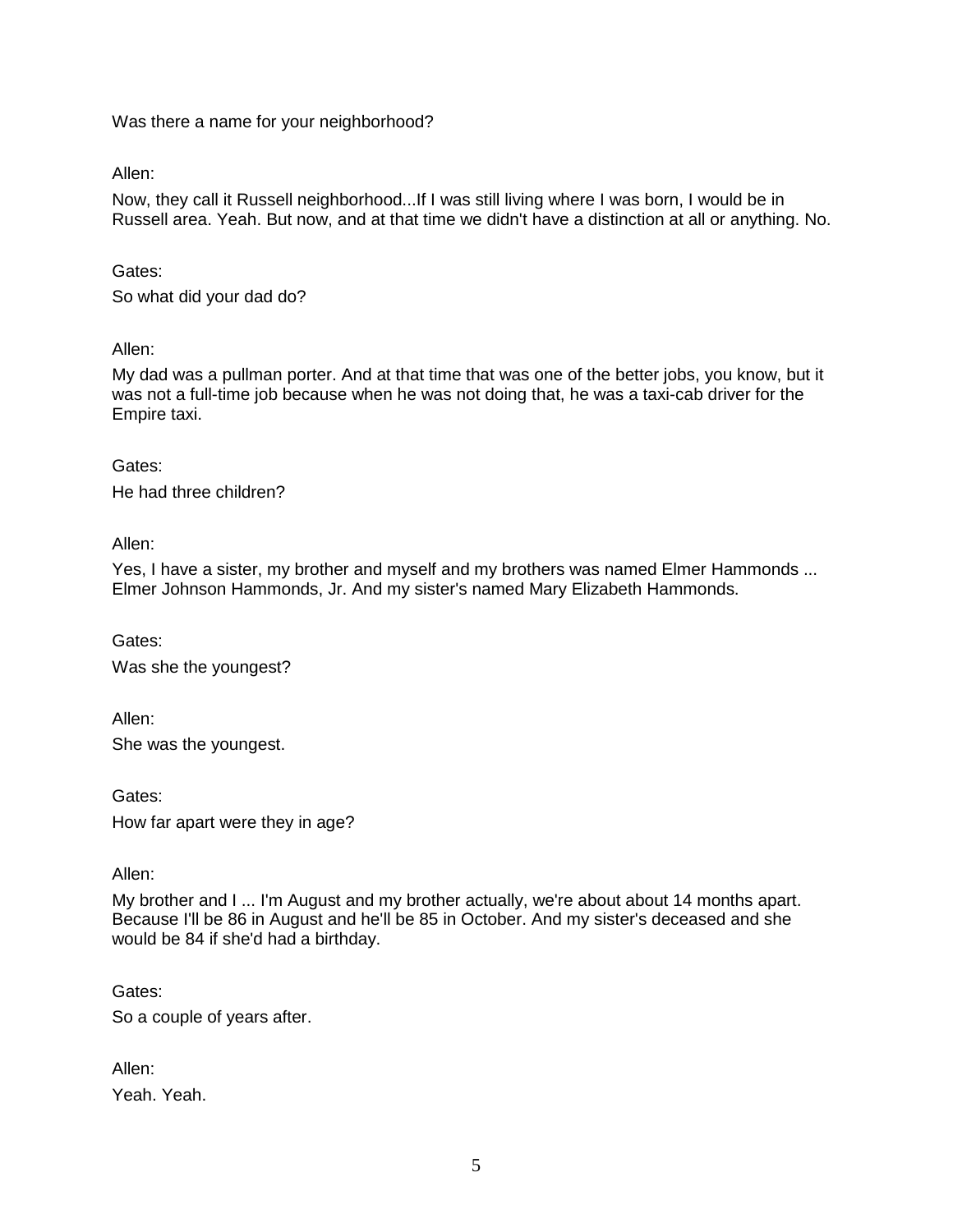Was there a name for your neighborhood?

Allen:

Now, they call it Russell neighborhood...If I was still living where I was born, I would be in Russell area. Yeah. But now, and at that time we didn't have a distinction at all or anything. No.

Gates:

So what did your dad do?

Allen:

My dad was a pullman porter. And at that time that was one of the better jobs, you know, but it was not a full-time job because when he was not doing that, he was a taxi-cab driver for the Empire taxi.

Gates:

He had three children?

Allen:

Yes, I have a sister, my brother and myself and my brothers was named Elmer Hammonds ... Elmer Johnson Hammonds, Jr. And my sister's named Mary Elizabeth Hammonds.

Gates:

Was she the youngest?

Allen:

She was the youngest.

Gates:

How far apart were they in age?

Allen:

My brother and I ... I'm August and my brother actually, we're about about 14 months apart. Because I'll be 86 in August and he'll be 85 in October. And my sister's deceased and she would be 84 if she'd had a birthday.

Gates:

So a couple of years after.

Allen:

Yeah. Yeah.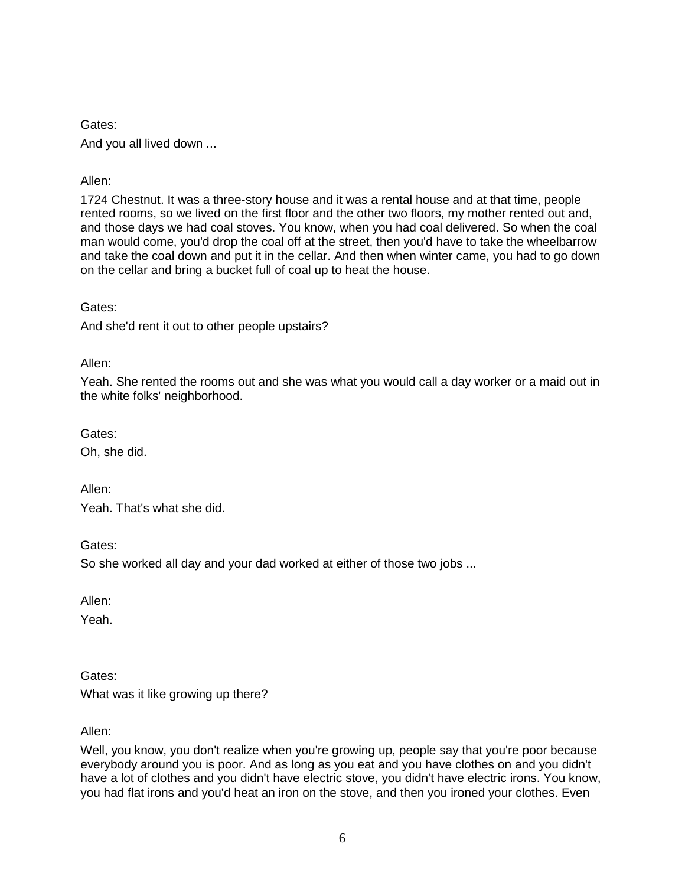Gates:

And you all lived down ...

Allen:

1724 Chestnut. It was a three-story house and it was a rental house and at that time, people rented rooms, so we lived on the first floor and the other two floors, my mother rented out and, and those days we had coal stoves. You know, when you had coal delivered. So when the coal man would come, you'd drop the coal off at the street, then you'd have to take the wheelbarrow and take the coal down and put it in the cellar. And then when winter came, you had to go down on the cellar and bring a bucket full of coal up to heat the house.

Gates:

And she'd rent it out to other people upstairs?

Allen:

Yeah. She rented the rooms out and she was what you would call a day worker or a maid out in the white folks' neighborhood.

Gates:

Oh, she did.

Allen:

Yeah. That's what she did.

Gates:

So she worked all day and your dad worked at either of those two jobs ...

Allen:

Yeah.

Gates:

What was it like growing up there?

Allen:

Well, you know, you don't realize when you're growing up, people say that you're poor because everybody around you is poor. And as long as you eat and you have clothes on and you didn't have a lot of clothes and you didn't have electric stove, you didn't have electric irons. You know, you had flat irons and you'd heat an iron on the stove, and then you ironed your clothes. Even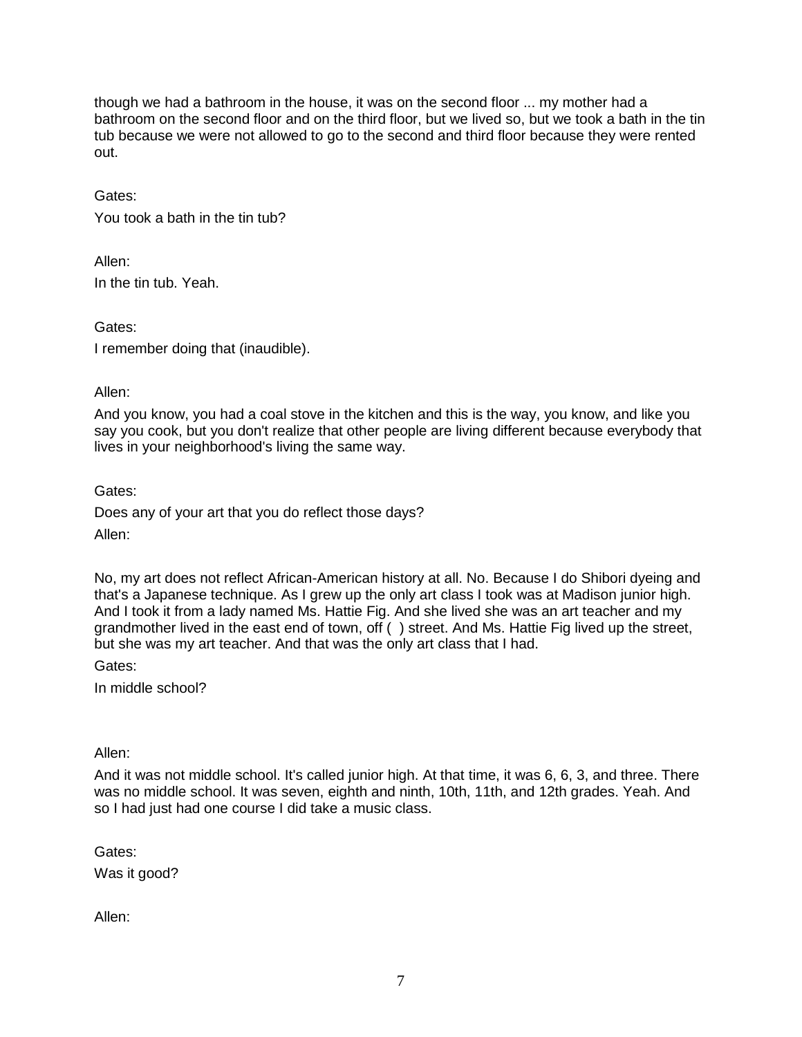though we had a bathroom in the house, it was on the second floor ... my mother had a bathroom on the second floor and on the third floor, but we lived so, but we took a bath in the tin tub because we were not allowed to go to the second and third floor because they were rented out.

Gates:

You took a bath in the tin tub?

Allen:

In the tin tub. Yeah.

Gates:

I remember doing that (inaudible).

Allen:

And you know, you had a coal stove in the kitchen and this is the way, you know, and like you say you cook, but you don't realize that other people are living different because everybody that lives in your neighborhood's living the same way.

Gates:

Does any of your art that you do reflect those days?

Allen:

No, my art does not reflect African-American history at all. No. Because I do Shibori dyeing and that's a Japanese technique. As I grew up the only art class I took was at Madison junior high. And I took it from a lady named Ms. Hattie Fig. And she lived she was an art teacher and my grandmother lived in the east end of town, off ( ) street. And Ms. Hattie Fig lived up the street, but she was my art teacher. And that was the only art class that I had.

Gates:

In middle school?

Allen:

And it was not middle school. It's called junior high. At that time, it was 6, 6, 3, and three. There was no middle school. It was seven, eighth and ninth, 10th, 11th, and 12th grades. Yeah. And so I had just had one course I did take a music class.

Gates:

Was it good?

Allen: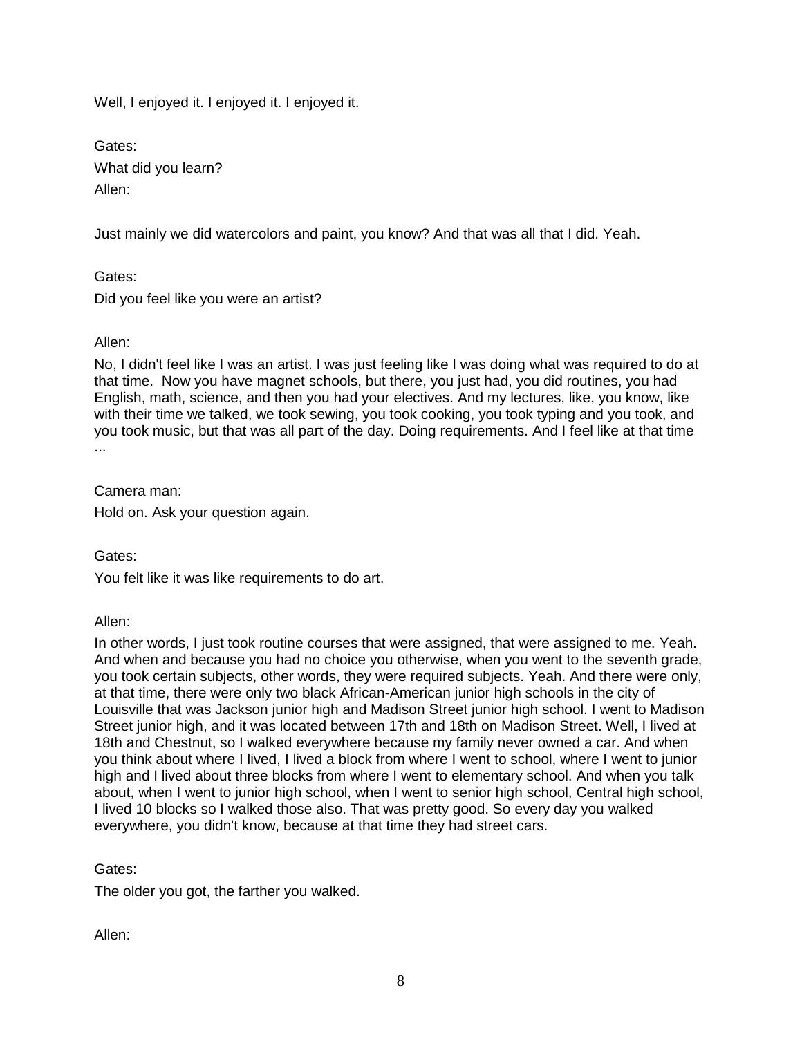Well, I enjoyed it. I enjoyed it. I enjoyed it.

Gates:

What did you learn?

Allen:

Just mainly we did watercolors and paint, you know? And that was all that I did. Yeah.

Gates:

Did you feel like you were an artist?

Allen:

No, I didn't feel like I was an artist. I was just feeling like I was doing what was required to do at that time. Now you have magnet schools, but there, you just had, you did routines, you had English, math, science, and then you had your electives. And my lectures, like, you know, like with their time we talked, we took sewing, you took cooking, you took typing and you took, and you took music, but that was all part of the day. Doing requirements. And I feel like at that time ...

Camera man:

Hold on. Ask your question again.

Gates:

You felt like it was like requirements to do art.

Allen:

In other words, I just took routine courses that were assigned, that were assigned to me. Yeah. And when and because you had no choice you otherwise, when you went to the seventh grade, you took certain subjects, other words, they were required subjects. Yeah. And there were only, at that time, there were only two black African-American junior high schools in the city of Louisville that was Jackson junior high and Madison Street junior high school. I went to Madison Street junior high, and it was located between 17th and 18th on Madison Street. Well, I lived at 18th and Chestnut, so I walked everywhere because my family never owned a car. And when you think about where I lived, I lived a block from where I went to school, where I went to junior high and I lived about three blocks from where I went to elementary school. And when you talk about, when I went to junior high school, when I went to senior high school, Central high school, I lived 10 blocks so I walked those also. That was pretty good. So every day you walked everywhere, you didn't know, because at that time they had street cars.

Gates:

The older you got, the farther you walked.

Allen: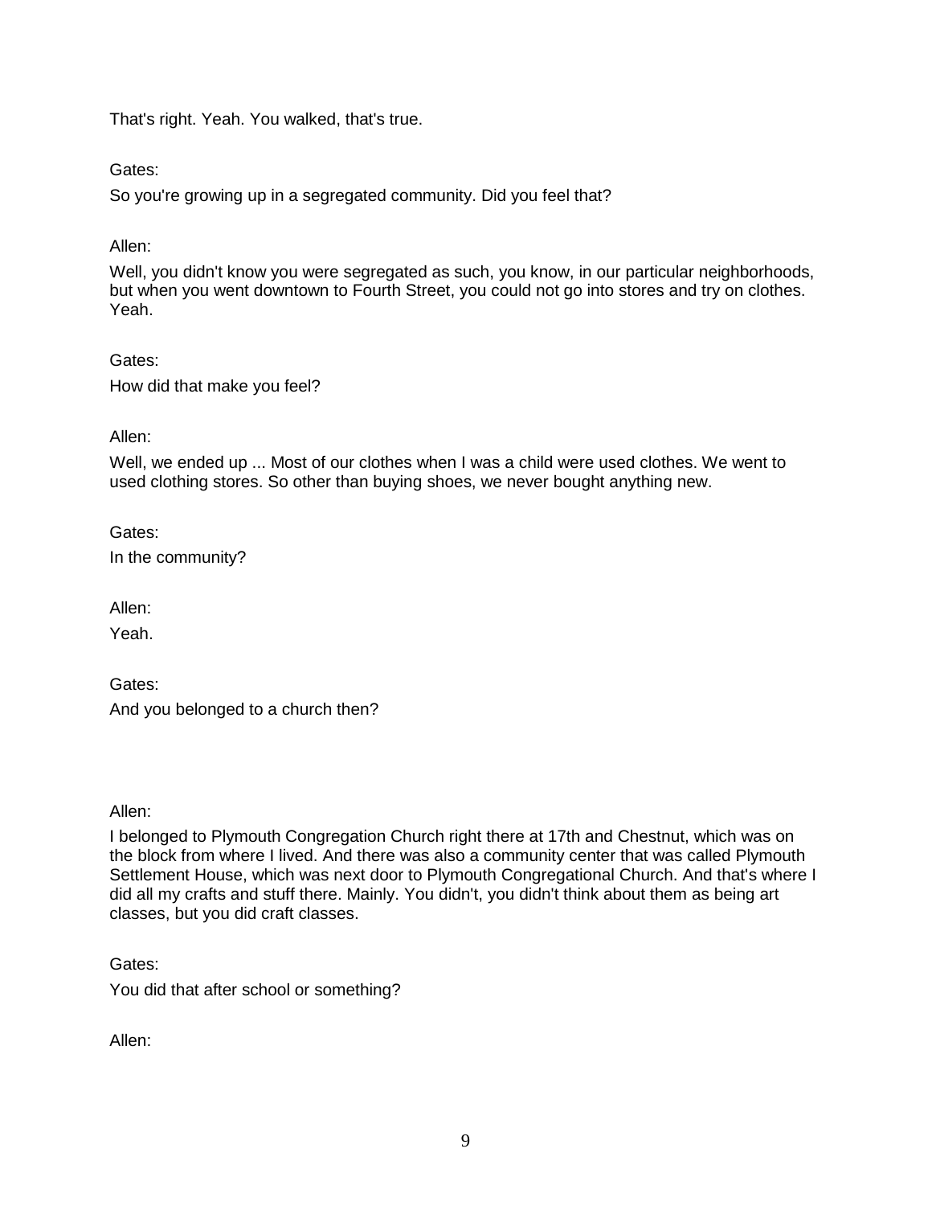That's right. Yeah. You walked, that's true.

Gates:

So you're growing up in a segregated community. Did you feel that?

Allen:

Well, you didn't know you were segregated as such, you know, in our particular neighborhoods, but when you went downtown to Fourth Street, you could not go into stores and try on clothes. Yeah.

Gates:

How did that make you feel?

Allen:

Well, we ended up ... Most of our clothes when I was a child were used clothes. We went to used clothing stores. So other than buying shoes, we never bought anything new.

Gates:

In the community?

Allen:

Yeah.

Gates:

And you belonged to a church then?

Allen:

I belonged to Plymouth Congregation Church right there at 17th and Chestnut, which was on the block from where I lived. And there was also a community center that was called Plymouth Settlement House, which was next door to Plymouth Congregational Church. And that's where I did all my crafts and stuff there. Mainly. You didn't, you didn't think about them as being art classes, but you did craft classes.

Gates:

You did that after school or something?

Allen: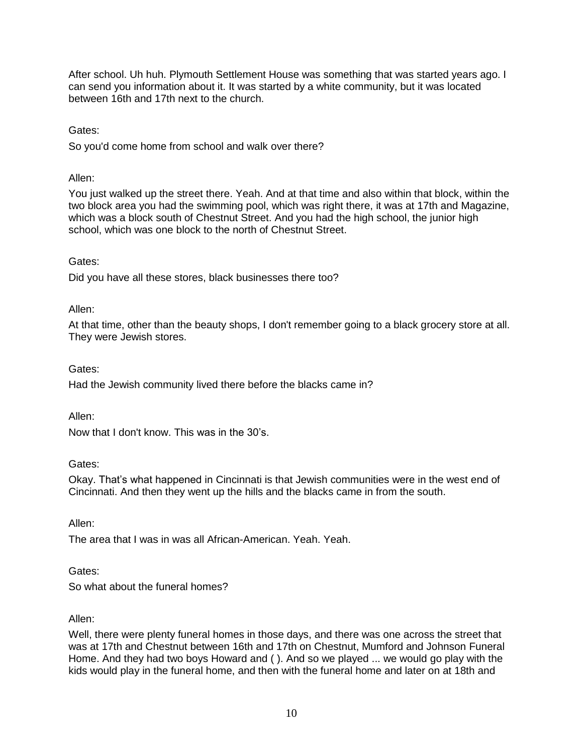After school. Uh huh. Plymouth Settlement House was something that was started years ago. I can send you information about it. It was started by a white community, but it was located between 16th and 17th next to the church.

Gates:

So you'd come home from school and walk over there?

Allen:

You just walked up the street there. Yeah. And at that time and also within that block, within the two block area you had the swimming pool, which was right there, it was at 17th and Magazine, which was a block south of Chestnut Street. And you had the high school, the junior high school, which was one block to the north of Chestnut Street.

Gates:

Did you have all these stores, black businesses there too?

Allen:

At that time, other than the beauty shops, I don't remember going to a black grocery store at all. They were Jewish stores.

Gates:

Had the Jewish community lived there before the blacks came in?

Allen:

Now that I don't know. This was in the 30's.

Gates:

Okay. That's what happened in Cincinnati is that Jewish communities were in the west end of Cincinnati. And then they went up the hills and the blacks came in from the south.

Allen:

The area that I was in was all African-American. Yeah. Yeah.

Gates:

So what about the funeral homes?

Allen:

Well, there were plenty funeral homes in those days, and there was one across the street that was at 17th and Chestnut between 16th and 17th on Chestnut, Mumford and Johnson Funeral Home. And they had two boys Howard and ( ). And so we played ... we would go play with the kids would play in the funeral home, and then with the funeral home and later on at 18th and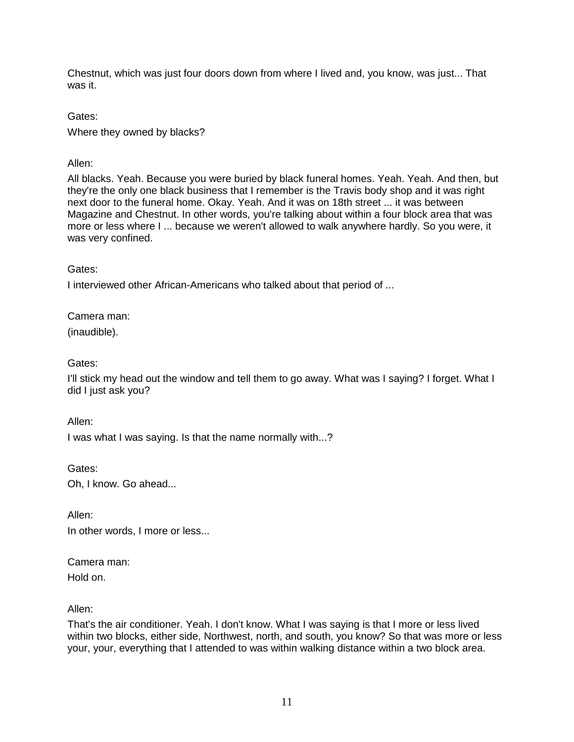Chestnut, which was just four doors down from where I lived and, you know, was just... That was it.

Gates:

Where they owned by blacks?

Allen:

All blacks. Yeah. Because you were buried by black funeral homes. Yeah. Yeah. And then, but they're the only one black business that I remember is the Travis body shop and it was right next door to the funeral home. Okay. Yeah. And it was on 18th street ... it was between Magazine and Chestnut. In other words, you're talking about within a four block area that was more or less where I ... because we weren't allowed to walk anywhere hardly. So you were, it was very confined.

Gates:

I interviewed other African-Americans who talked about that period of ...

Camera man:

(inaudible).

Gates:

I'll stick my head out the window and tell them to go away. What was I saying? I forget. What I did I just ask you?

Allen:

I was what I was saying. Is that the name normally with...?

Gates:

Oh, I know. Go ahead...

Allen:

In other words, I more or less...

Camera man:

Hold on.

Allen:

That's the air conditioner. Yeah. I don't know. What I was saying is that I more or less lived within two blocks, either side, Northwest, north, and south, you know? So that was more or less your, your, everything that I attended to was within walking distance within a two block area.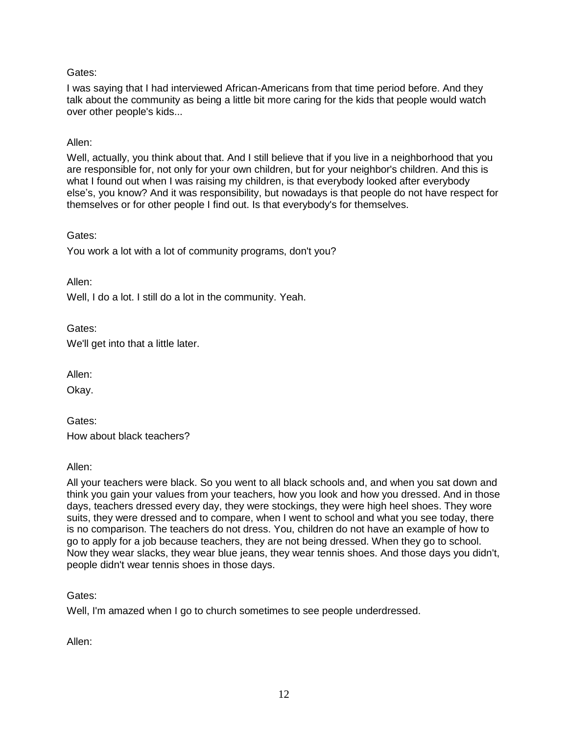Gates:

I was saying that I had interviewed African-Americans from that time period before. And they talk about the community as being a little bit more caring for the kids that people would watch over other people's kids...

Allen:

Well, actually, you think about that. And I still believe that if you live in a neighborhood that you are responsible for, not only for your own children, but for your neighbor's children. And this is what I found out when I was raising my children, is that everybody looked after everybody else's, you know? And it was responsibility, but nowadays is that people do not have respect for themselves or for other people I find out. Is that everybody's for themselves.

Gates:

You work a lot with a lot of community programs, don't you?

Allen:

Well, I do a lot. I still do a lot in the community. Yeah.

Gates:

We'll get into that a little later.

Allen:

Okay.

Gates:

How about black teachers?

Allen:

All your teachers were black. So you went to all black schools and, and when you sat down and think you gain your values from your teachers, how you look and how you dressed. And in those days, teachers dressed every day, they were stockings, they were high heel shoes. They wore suits, they were dressed and to compare, when I went to school and what you see today, there is no comparison. The teachers do not dress. You, children do not have an example of how to go to apply for a job because teachers, they are not being dressed. When they go to school. Now they wear slacks, they wear blue jeans, they wear tennis shoes. And those days you didn't, people didn't wear tennis shoes in those days.

Gates:

Well, I'm amazed when I go to church sometimes to see people underdressed.

Allen: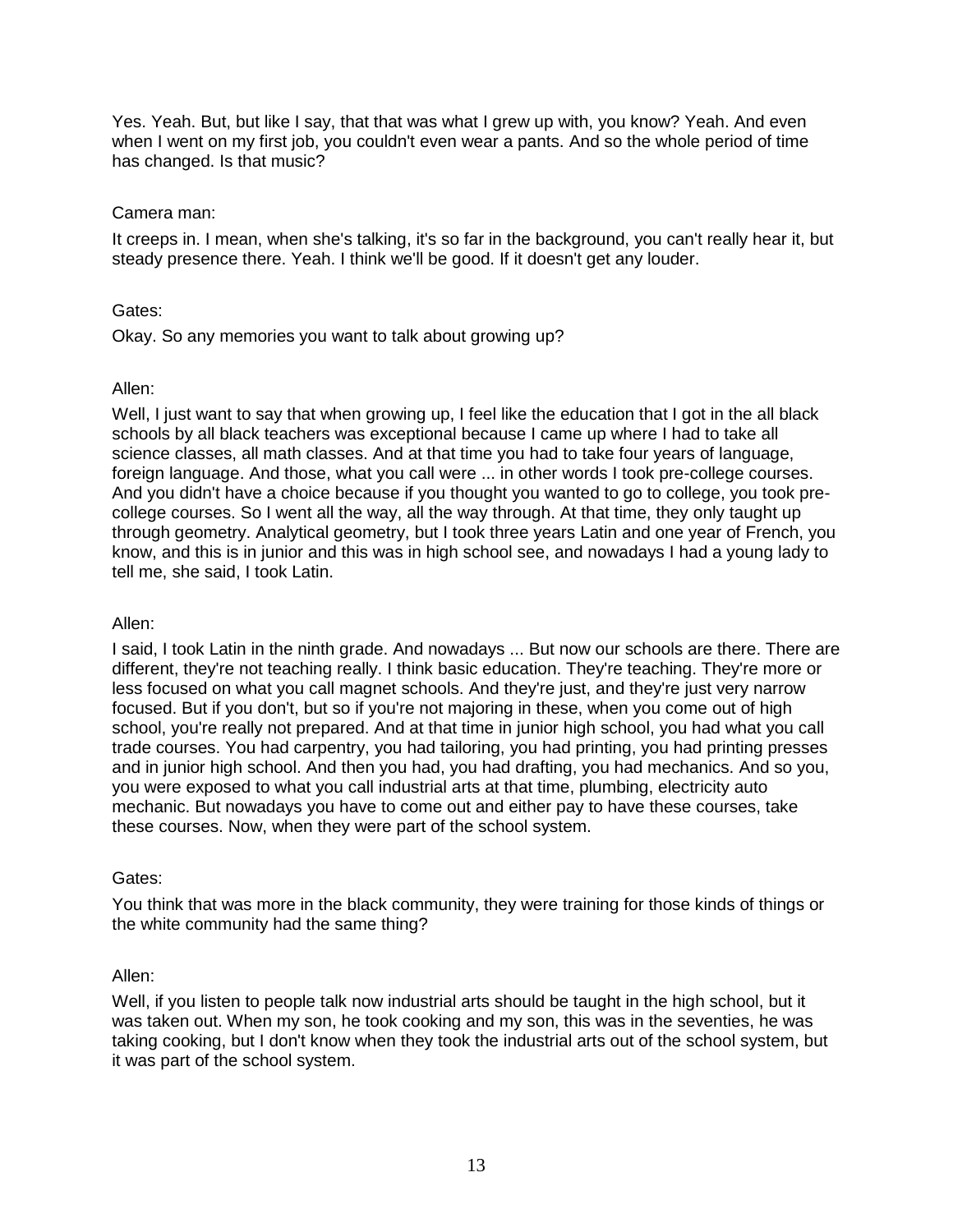Yes. Yeah. But, but like I say, that that was what I grew up with, you know? Yeah. And even when I went on my first job, you couldn't even wear a pants. And so the whole period of time has changed. Is that music?

Camera man:

It creeps in. I mean, when she's talking, it's so far in the background, you can't really hear it, but steady presence there. Yeah. I think we'll be good. If it doesn't get any louder.

Gates:

Okay. So any memories you want to talk about growing up?

Allen:

Well, I just want to say that when growing up, I feel like the education that I got in the all black schools by all black teachers was exceptional because I came up where I had to take all science classes, all math classes. And at that time you had to take four years of language, foreign language. And those, what you call were ... in other words I took pre-college courses. And you didn't have a choice because if you thought you wanted to go to college, you took pre-college courses. So I went all the way, all the way through. At that time, they only taught up through geometry. Analytical geometry, but I took three years Latin and one year of French, you know, and this is in junior and this was in high school see, and nowadays I had a young lady to tell me, she said, I took Latin.

Allen:

I said, I took Latin in the ninth grade. And nowadays ... But now our schools are there. There are different, they're not teaching really. I think basic education. They're teaching. They're more or less focused on what you call magnet schools. And they're just, and they're just very narrow focused. But if you don't, but so if you're not majoring in these, when you come out of high school, you're really not prepared. And at that time in junior high school, you had what you call trade courses. You had carpentry, you had tailoring, you had printing, you had printing presses and in junior high school. And then you had, you had drafting, you had mechanics. And so you, you were exposed to what you call industrial arts at that time, plumbing, electricity auto mechanic. But nowadays you have to come out and either pay to have these courses, take these courses. Now, when they were part of the school system.

Gates:

You think that was more in the black community, they were training for those kinds of things or the white community had the same thing?

Allen:

Well, if you listen to people talk now industrial arts should be taught in the high school, but it was taken out. When my son, he took cooking and my son, this was in the seventies, he was taking cooking, but I don't know when they took the industrial arts out of the school system, but it was part of the school system.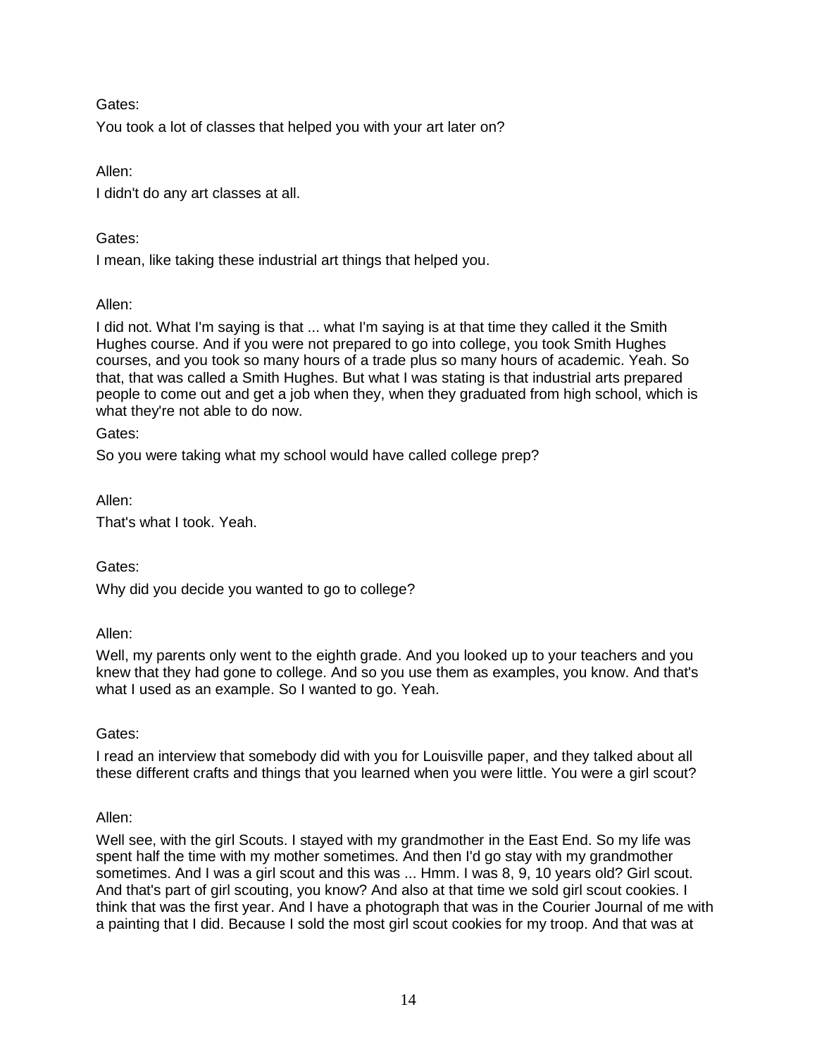Gates:

You took a lot of classes that helped you with your art later on?

Allen:

I didn't do any art classes at all.

Gates:

I mean, like taking these industrial art things that helped you.

Allen:

I did not. What I'm saying is that ... what I'm saying is at that time they called it the Smith Hughes course. And if you were not prepared to go into college, you took Smith Hughes courses, and you took so many hours of a trade plus so many hours of academic. Yeah. So that, that was called a Smith Hughes. But what I was stating is that industrial arts prepared people to come out and get a job when they, when they graduated from high school, which is what they're not able to do now.

Gates:

So you were taking what my school would have called college prep?

Allen:

That's what I took. Yeah.

Gates:

Why did you decide you wanted to go to college?

Allen:

Well, my parents only went to the eighth grade. And you looked up to your teachers and you knew that they had gone to college. And so you use them as examples, you know. And that's what I used as an example. So I wanted to go. Yeah.

Gates:

I read an interview that somebody did with you for Louisville paper, and they talked about all these different crafts and things that you learned when you were little. You were a girl scout?

Allen:

Well see, with the girl Scouts. I stayed with my grandmother in the East End. So my life was spent half the time with my mother sometimes. And then I'd go stay with my grandmother sometimes. And I was a girl scout and this was ... Hmm. I was 8, 9, 10 years old? Girl scout. And that's part of girl scouting, you know? And also at that time we sold girl scout cookies. I think that was the first year. And I have a photograph that was in the Courier Journal of me with a painting that I did. Because I sold the most girl scout cookies for my troop. And that was at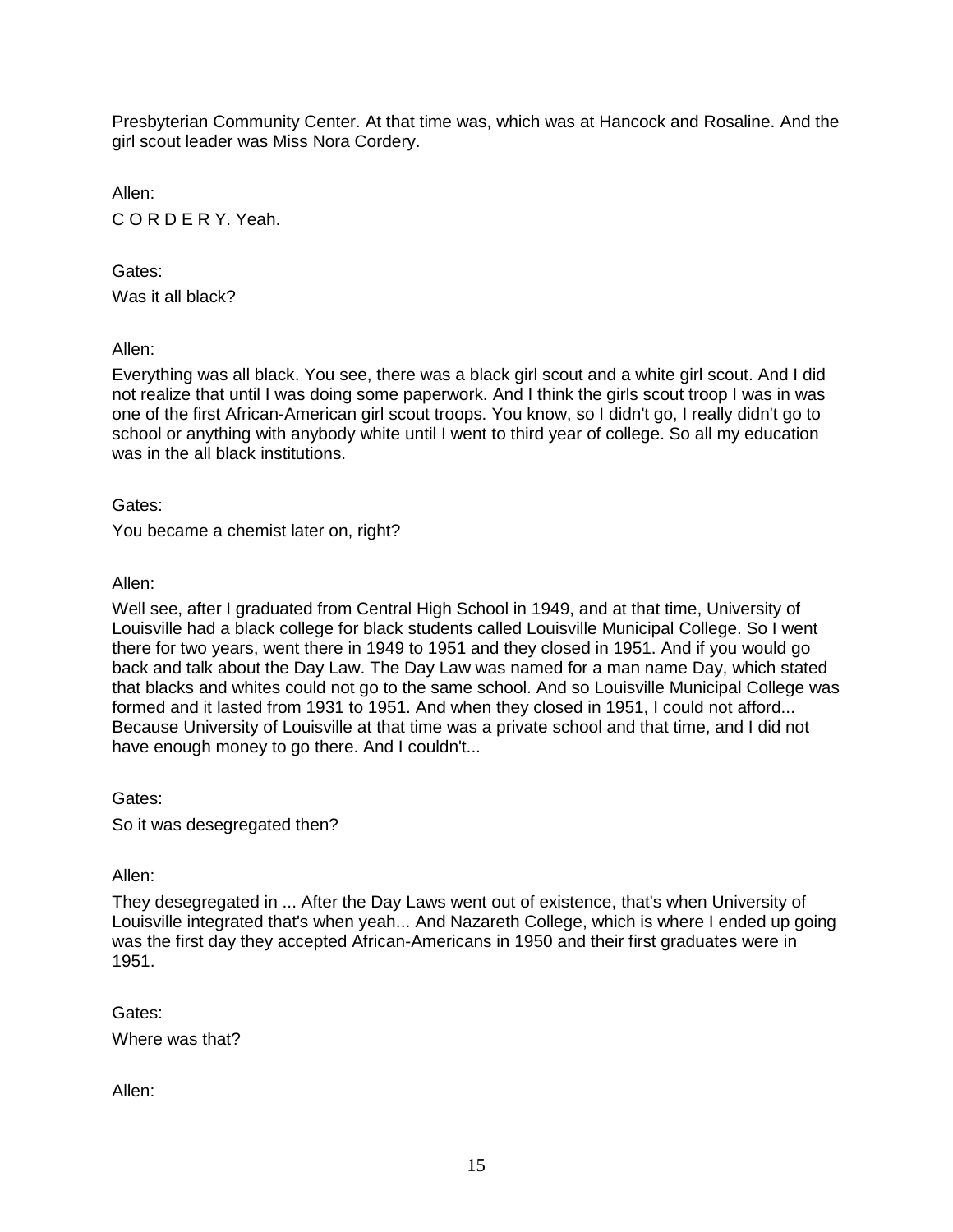Presbyterian Community Center. At that time was, which was at Hancock and Rosaline. And the girl scout leader was Miss Nora Cordery.

Allen:

C O R D E R Y. Yeah.

Gates:

Was it all black?

Allen:

Everything was all black. You see, there was a black girl scout and a white girl scout. And I did not realize that until I was doing some paperwork. And I think the girls scout troop I was in was one of the first African-American girl scout troops. You know, so I didn't go, I really didn't go to school or anything with anybody white until I went to third year of college. So all my education was in the all black institutions.

Gates:

You became a chemist later on, right?

Allen:

Well see, after I graduated from Central High School in 1949, and at that time, University of Louisville had a black college for black students called Louisville Municipal College. So I went there for two years, went there in 1949 to 1951 and they closed in 1951. And if you would go back and talk about the Day Law. The Day Law was named for a man name Day, which stated that blacks and whites could not go to the same school. And so Louisville Municipal College was formed and it lasted from 1931 to 1951. And when they closed in 1951, I could not afford... Because University of Louisville at that time was a private school and that time, and I did not have enough money to go there. And I couldn't...

Gates:

So it was desegregated then?

Allen:

They desegregated in ... After the Day Laws went out of existence, that's when University of Louisville integrated that's when yeah... And Nazareth College, which is where I ended up going was the first day they accepted African-Americans in 1950 and their first graduates were in 1951.

Gates:

Where was that?

Allen: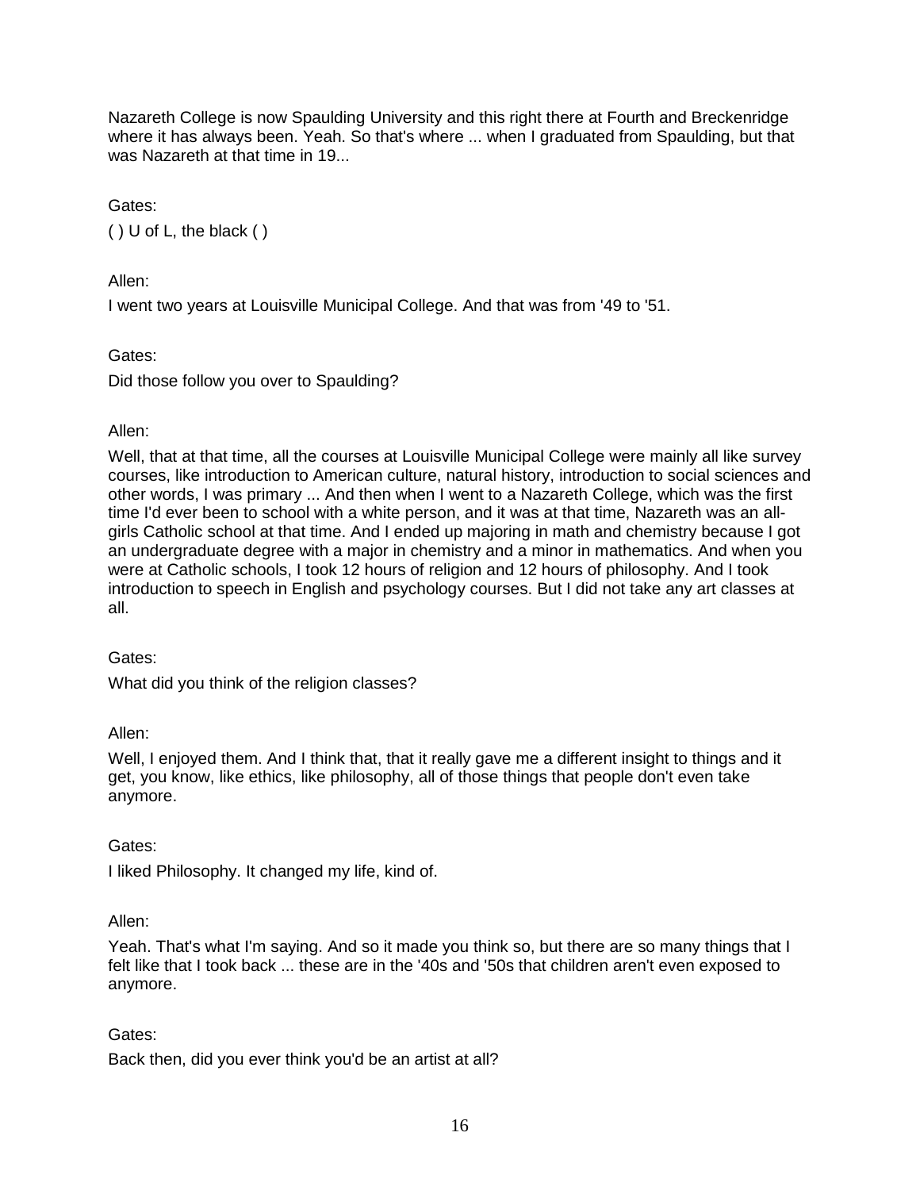Nazareth College is now Spaulding University and this right there at Fourth and Breckenridge where it has always been. Yeah. So that's where ... when I graduated from Spaulding, but that was Nazareth at that time in 19...

Gates:

( ) U of L, the black ( )

Allen:

I went two years at Louisville Municipal College. And that was from '49 to '51.

Gates:

Did those follow you over to Spaulding?

Allen:

Well, that at that time, all the courses at Louisville Municipal College were mainly all like survey courses, like introduction to American culture, natural history, introduction to social sciences and other words, I was primary ... And then when I went to a Nazareth College, which was the first time I'd ever been to school with a white person, and it was at that time, Nazareth was an all-girls Catholic school at that time. And I ended up majoring in math and chemistry because I got an undergraduate degree with a major in chemistry and a minor in mathematics. And when you were at Catholic schools, I took 12 hours of religion and 12 hours of philosophy. And I took introduction to speech in English and psychology courses. But I did not take any art classes at all.

Gates:

What did you think of the religion classes?

Allen:

Well, I enjoyed them. And I think that, that it really gave me a different insight to things and it get, you know, like ethics, like philosophy, all of those things that people don't even take anymore.

Gates:

I liked Philosophy. It changed my life, kind of.

Allen:

Yeah. That's what I'm saying. And so it made you think so, but there are so many things that I felt like that I took back ... these are in the '40s and '50s that children aren't even exposed to anymore.

Gates:

Back then, did you ever think you'd be an artist at all?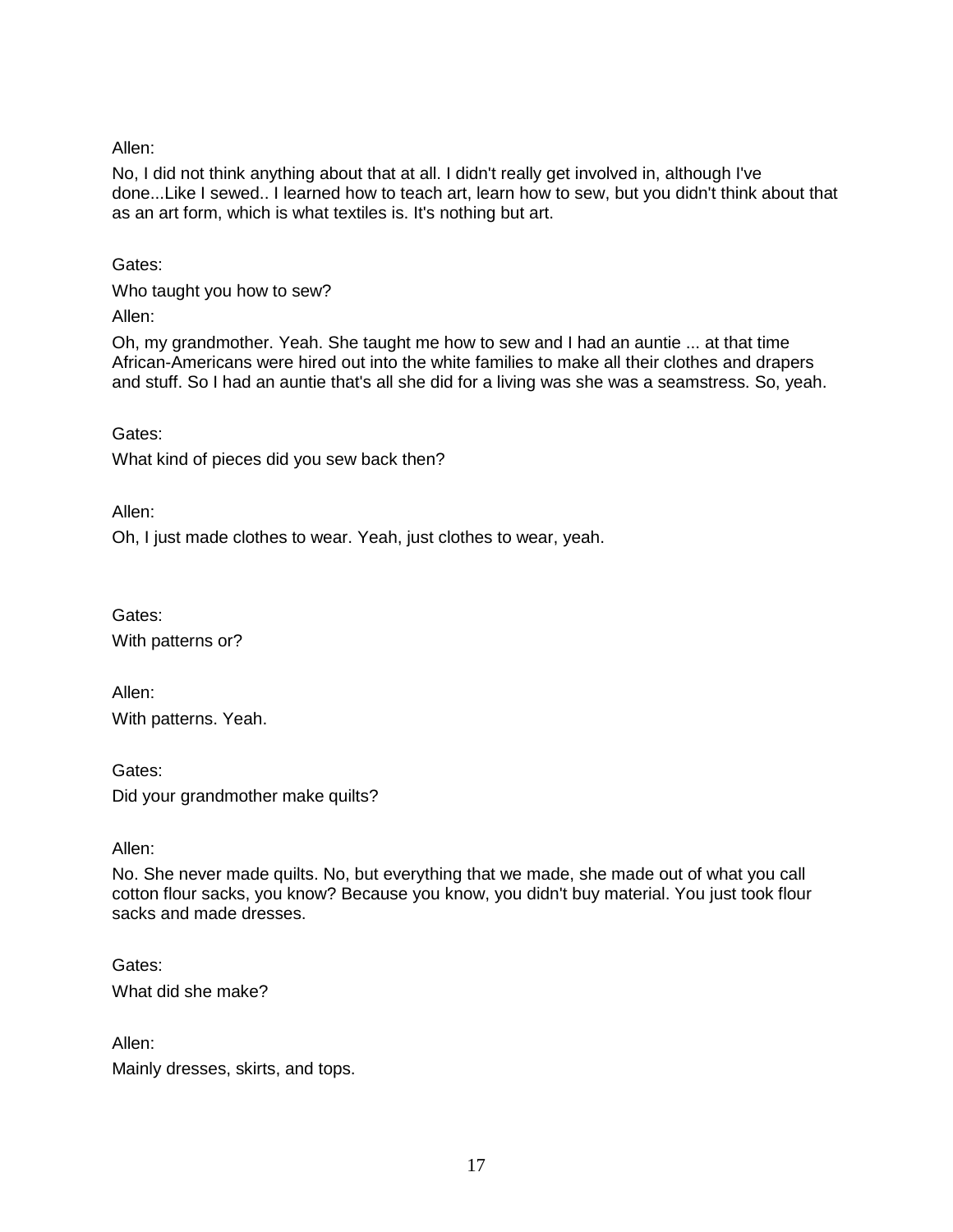Allen:

No, I did not think anything about that at all. I didn't really get involved in, although I've done...Like I sewed.. I learned how to teach art, learn how to sew, but you didn't think about that as an art form, which is what textiles is. It's nothing but art.

Gates:

Who taught you how to sew?

Allen:

Oh, my grandmother. Yeah. She taught me how to sew and I had an auntie ... at that time African-Americans were hired out into the white families to make all their clothes and drapers and stuff. So I had an auntie that's all she did for a living was she was a seamstress. So, yeah.

Gates:

What kind of pieces did you sew back then?

Allen:

Oh, I just made clothes to wear. Yeah, just clothes to wear, yeah.

Gates:

With patterns or?

Allen:

With patterns. Yeah.

Gates:

Did your grandmother make quilts?

Allen:

No. She never made quilts. No, but everything that we made, she made out of what you call cotton flour sacks, you know? Because you know, you didn't buy material. You just took flour sacks and made dresses.

Gates:

What did she make?

Allen:

Mainly dresses, skirts, and tops.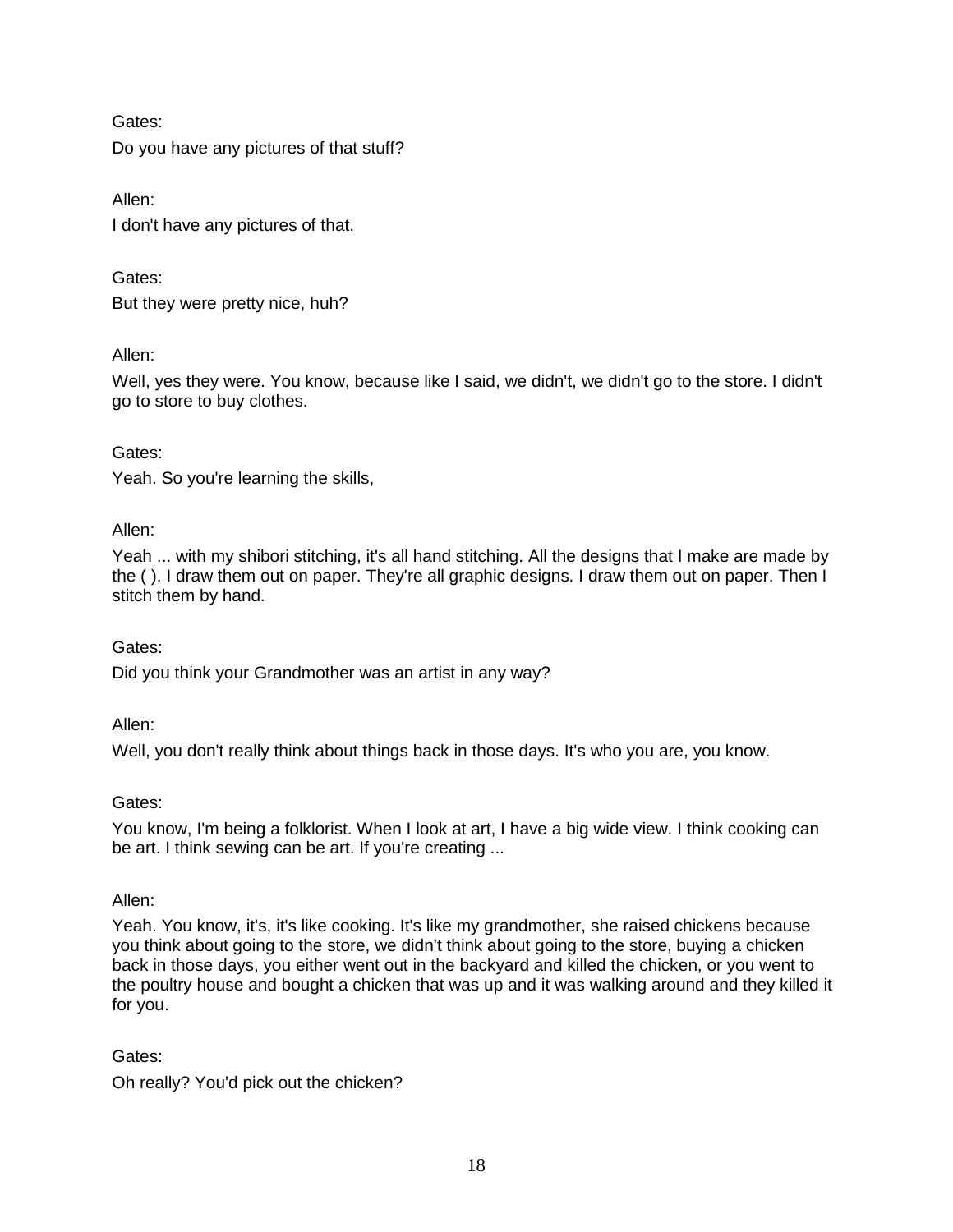Gates:

Do you have any pictures of that stuff?

Allen:

I don't have any pictures of that.

Gates:

But they were pretty nice, huh?

Allen:

Well, yes they were. You know, because like I said, we didn't, we didn't go to the store. I didn't go to store to buy clothes.

Gates:

Yeah. So you're learning the skills,

Allen:

Yeah ... with my shibori stitching, it's all hand stitching. All the designs that I make are made by the ( ). I draw them out on paper. They're all graphic designs. I draw them out on paper. Then I stitch them by hand.

Gates:

Did you think your Grandmother was an artist in any way?

Allen:

Well, you don't really think about things back in those days. It's who you are, you know.

Gates:

You know, I'm being a folklorist. When I look at art, I have a big wide view. I think cooking can be art. I think sewing can be art. If you're creating ...

Allen:

Yeah. You know, it's, it's like cooking. It's like my grandmother, she raised chickens because you think about going to the store, we didn't think about going to the store, buying a chicken back in those days, you either went out in the backyard and killed the chicken, or you went to the poultry house and bought a chicken that was up and it was walking around and they killed it for you.

Gates:

Oh really? You'd pick out the chicken?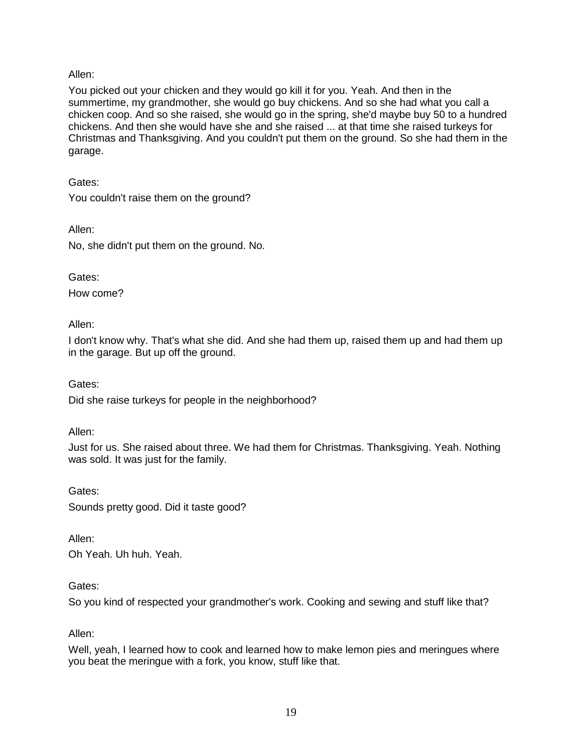Allen:

You picked out your chicken and they would go kill it for you. Yeah. And then in the summertime, my grandmother, she would go buy chickens. And so she had what you call a chicken coop. And so she raised, she would go in the spring, she'd maybe buy 50 to a hundred chickens. And then she would have she and she raised ... at that time she raised turkeys for Christmas and Thanksgiving. And you couldn't put them on the ground. So she had them in the garage.

Gates:

You couldn't raise them on the ground?

Allen:

No, she didn't put them on the ground. No.

Gates:

How come?

Allen:

I don't know why. That's what she did. And she had them up, raised them up and had them up in the garage. But up off the ground.

Gates:

Did she raise turkeys for people in the neighborhood?

Allen:

Just for us. She raised about three. We had them for Christmas. Thanksgiving. Yeah. Nothing was sold. It was just for the family.

Gates:

Sounds pretty good. Did it taste good?

Allen:

Oh Yeah. Uh huh. Yeah.

Gates:

So you kind of respected your grandmother's work. Cooking and sewing and stuff like that?

Allen:

Well, yeah, I learned how to cook and learned how to make lemon pies and meringues where you beat the meringue with a fork, you know, stuff like that.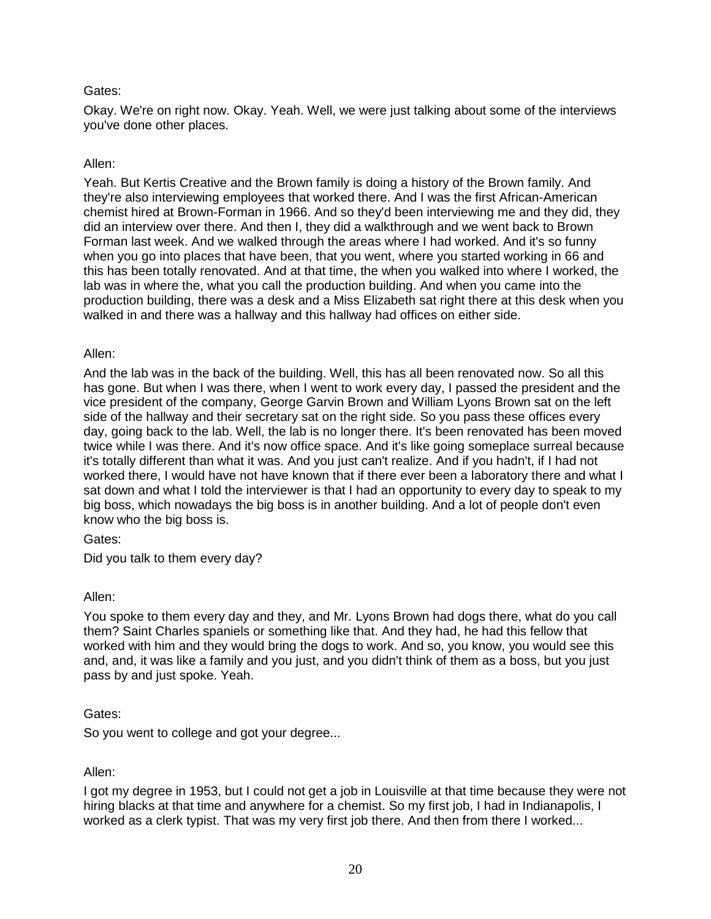Gates:

Okay. We're on right now. Okay. Yeah. Well, we were just talking about some of the interviews you've done other places.

Allen:

Yeah. But Kertis Creative and the Brown family is doing a history of the Brown family. And they're also interviewing employees that worked there. And I was the first African-American chemist hired at Brown-Forman in 1966. And so they'd been interviewing me and they did, they did an interview over there. And then I, they did a walkthrough and we went back to Brown Forman last week. And we walked through the areas where I had worked. And it's so funny when you go into places that have been, that you went, where you started working in 66 and this has been totally renovated. And at that time, the when you walked into where I worked, the lab was in where the, what you call the production building. And when you came into the production building, there was a desk and a Miss Elizabeth sat right there at this desk when you walked in and there was a hallway and this hallway had offices on either side.

Allen:

And the lab was in the back of the building. Well, this has all been renovated now. So all this has gone. But when I was there, when I went to work every day, I passed the president and the vice president of the company, George Garvin Brown and William Lyons Brown sat on the left side of the hallway and their secretary sat on the right side. So you pass these offices every day, going back to the lab. Well, the lab is no longer there. It's been renovated has been moved twice while I was there. And it's now office space. And it's like going someplace surreal because it's totally different than what it was. And you just can't realize. And if you hadn't, if I had not worked there, I would have not have known that if there ever been a laboratory there and what I sat down and what I told the interviewer is that I had an opportunity to every day to speak to my big boss, which nowadays the big boss is in another building. And a lot of people don't even know who the big boss is.

Gates:

Did you talk to them every day?

Allen:

You spoke to them every day and they, and Mr. Lyons Brown had dogs there, what do you call them? Saint Charles spaniels or something like that. And they had, he had this fellow that worked with him and they would bring the dogs to work. And so, you know, you would see this and, and, it was like a family and you just, and you didn't think of them as a boss, but you just pass by and just spoke. Yeah.

Gates:

So you went to college and got your degree...

Allen:

I got my degree in 1953, but I could not get a job in Louisville at that time because they were not hiring blacks at that time and anywhere for a chemist. So my first job, I had in Indianapolis, I worked as a clerk typist. That was my very first job there. And then from there I worked...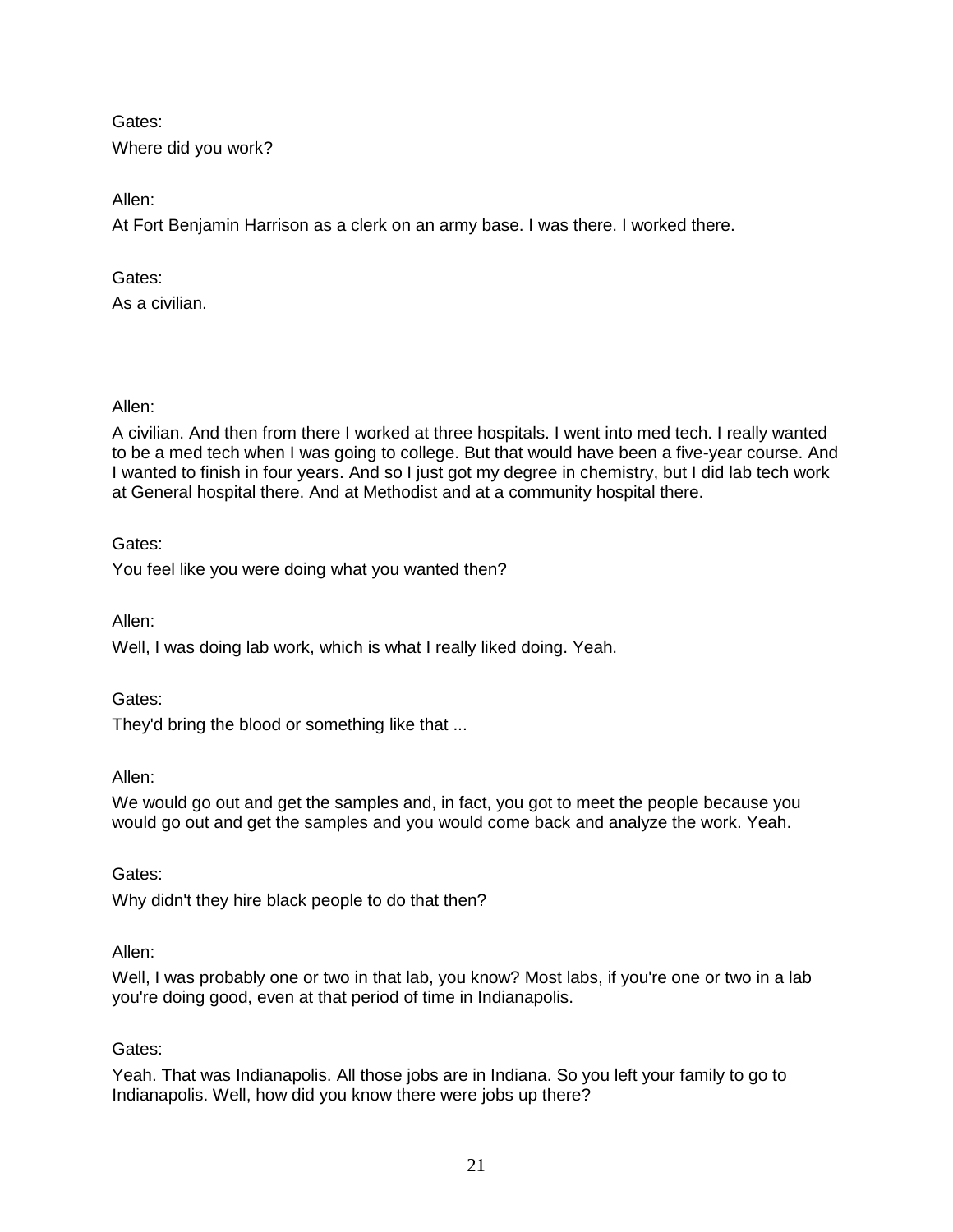Gates:

Where did you work?

Allen:

At Fort Benjamin Harrison as a clerk on an army base. I was there. I worked there.

Gates:

As a civilian.

Allen:

A civilian. And then from there I worked at three hospitals. I went into med tech. I really wanted to be a med tech when I was going to college. But that would have been a five-year course. And I wanted to finish in four years. And so I just got my degree in chemistry, but I did lab tech work at General hospital there. And at Methodist and at a community hospital there.

Gates:

You feel like you were doing what you wanted then?

Allen:

Well, I was doing lab work, which is what I really liked doing. Yeah.

Gates:

They'd bring the blood or something like that ...

Allen:

We would go out and get the samples and, in fact, you got to meet the people because you would go out and get the samples and you would come back and analyze the work. Yeah.

Gates:

Why didn't they hire black people to do that then?

Allen:

Well, I was probably one or two in that lab, you know? Most labs, if you're one or two in a lab you're doing good, even at that period of time in Indianapolis.

Gates:

Yeah. That was Indianapolis. All those jobs are in Indiana. So you left your family to go to Indianapolis. Well, how did you know there were jobs up there?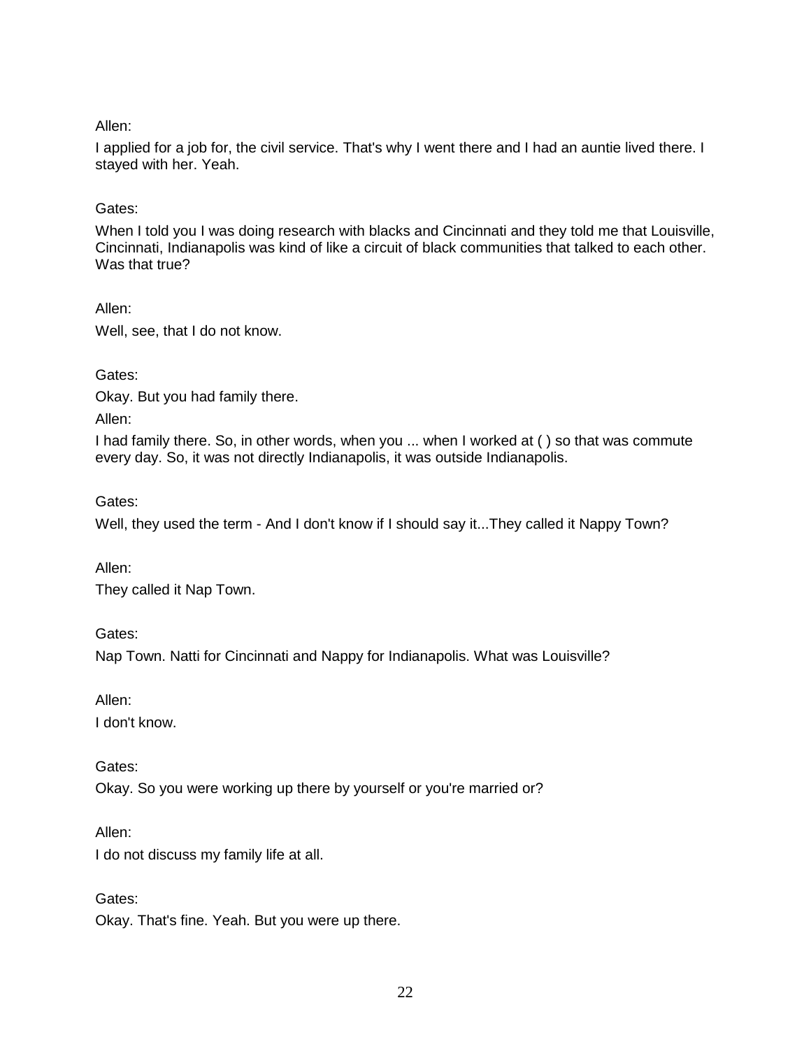Allen:

I applied for a job for, the civil service. That's why I went there and I had an auntie lived there. I stayed with her. Yeah.

Gates:

When I told you I was doing research with blacks and Cincinnati and they told me that Louisville, Cincinnati, Indianapolis was kind of like a circuit of black communities that talked to each other. Was that true?

Allen:

Well, see, that I do not know.

Gates:

Okay. But you had family there.

Allen:

I had family there. So, in other words, when you ... when I worked at ( ) so that was commute every day. So, it was not directly Indianapolis, it was outside Indianapolis.

Gates:

Well, they used the term - And I don't know if I should say it...They called it Nappy Town?

Allen:

They called it Nap Town.

Gates:

Nap Town. Natti for Cincinnati and Nappy for Indianapolis. What was Louisville?

Allen:

I don't know.

Gates:

Okay. So you were working up there by yourself or you're married or?

Allen:

I do not discuss my family life at all.

Gates:

Okay. That's fine. Yeah. But you were up there.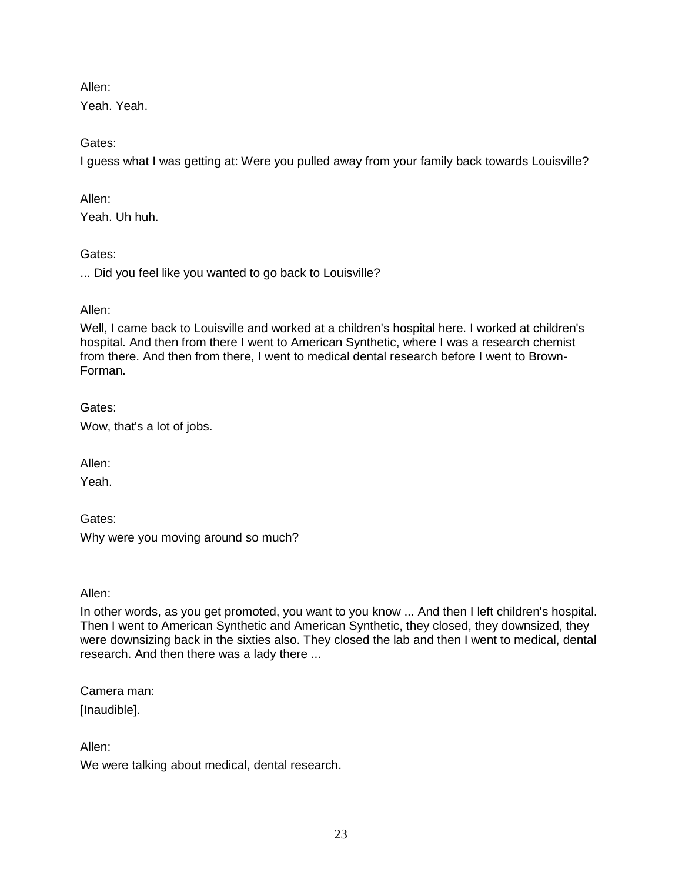Allen:

Yeah. Yeah.

Gates:

I guess what I was getting at: Were you pulled away from your family back towards Louisville?

Allen:

Yeah. Uh huh.

Gates:

... Did you feel like you wanted to go back to Louisville?

Allen:

Well, I came back to Louisville and worked at a children's hospital here. I worked at children's hospital. And then from there I went to American Synthetic, where I was a research chemist from there. And then from there, I went to medical dental research before I went to Brown-Forman.

Gates:

Wow, that's a lot of jobs.

Allen:

Yeah.

Gates:

Why were you moving around so much?

Allen:

In other words, as you get promoted, you want to you know ... And then I left children's hospital. Then I went to American Synthetic and American Synthetic, they closed, they downsized, they were downsizing back in the sixties also. They closed the lab and then I went to medical, dental research. And then there was a lady there ...

Camera man:

[Inaudible].

Allen:

We were talking about medical, dental research.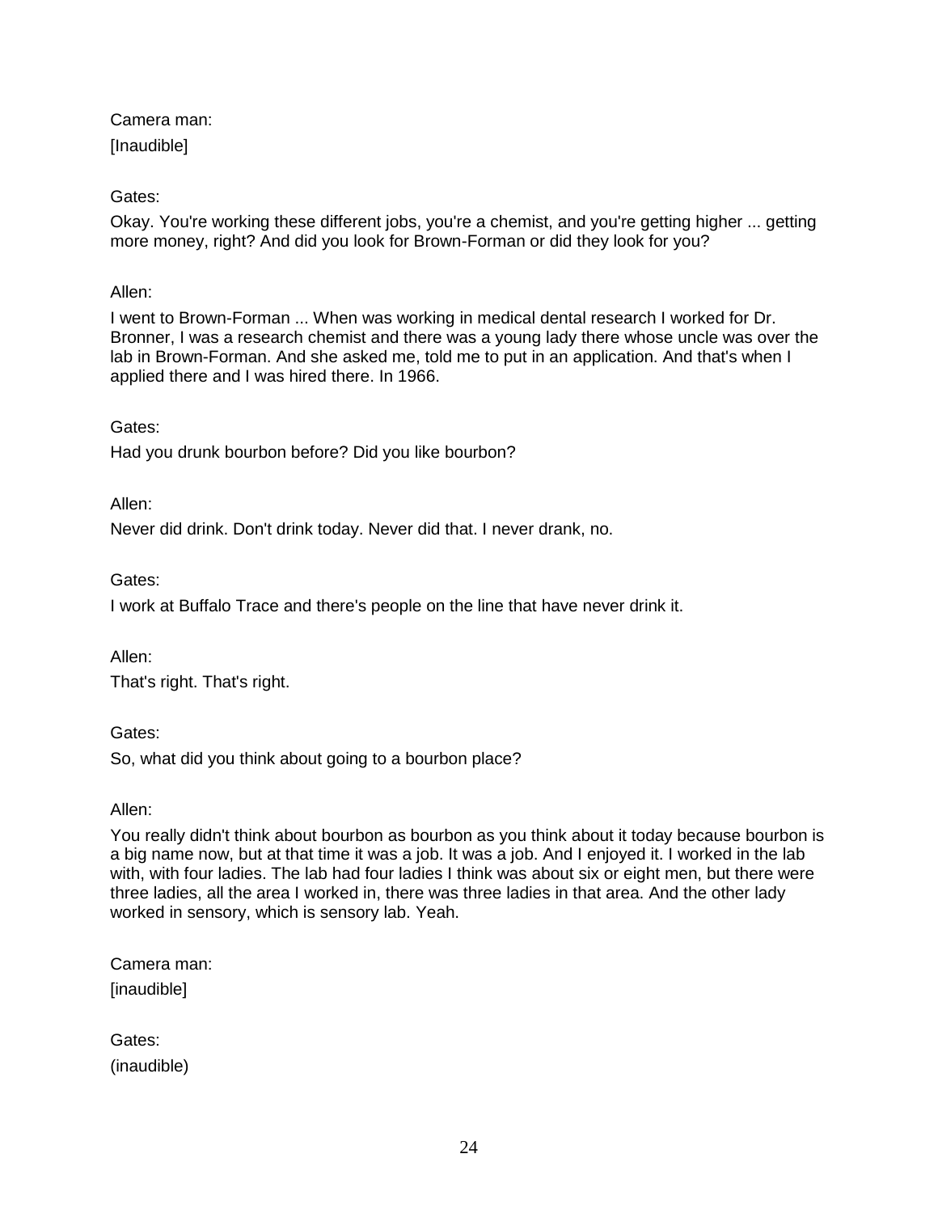Camera man:

[Inaudible]

Gates:

Okay. You're working these different jobs, you're a chemist, and you're getting higher ... getting more money, right? And did you look for Brown-Forman or did they look for you?

Allen:

I went to Brown-Forman ... When was working in medical dental research I worked for Dr. Bronner, I was a research chemist and there was a young lady there whose uncle was over the lab in Brown-Forman. And she asked me, told me to put in an application. And that's when I applied there and I was hired there. In 1966.

Gates:

Had you drunk bourbon before? Did you like bourbon?

Allen:

Never did drink. Don't drink today. Never did that. I never drank, no.

Gates:

I work at Buffalo Trace and there's people on the line that have never drink it.

Allen:

That's right. That's right.

Gates:

So, what did you think about going to a bourbon place?

Allen:

You really didn't think about bourbon as bourbon as you think about it today because bourbon is a big name now, but at that time it was a job. It was a job. And I enjoyed it. I worked in the lab with, with four ladies. The lab had four ladies I think was about six or eight men, but there were three ladies, all the area I worked in, there was three ladies in that area. And the other lady worked in sensory, which is sensory lab. Yeah.

Camera man:

[inaudible]

Gates:

(inaudible)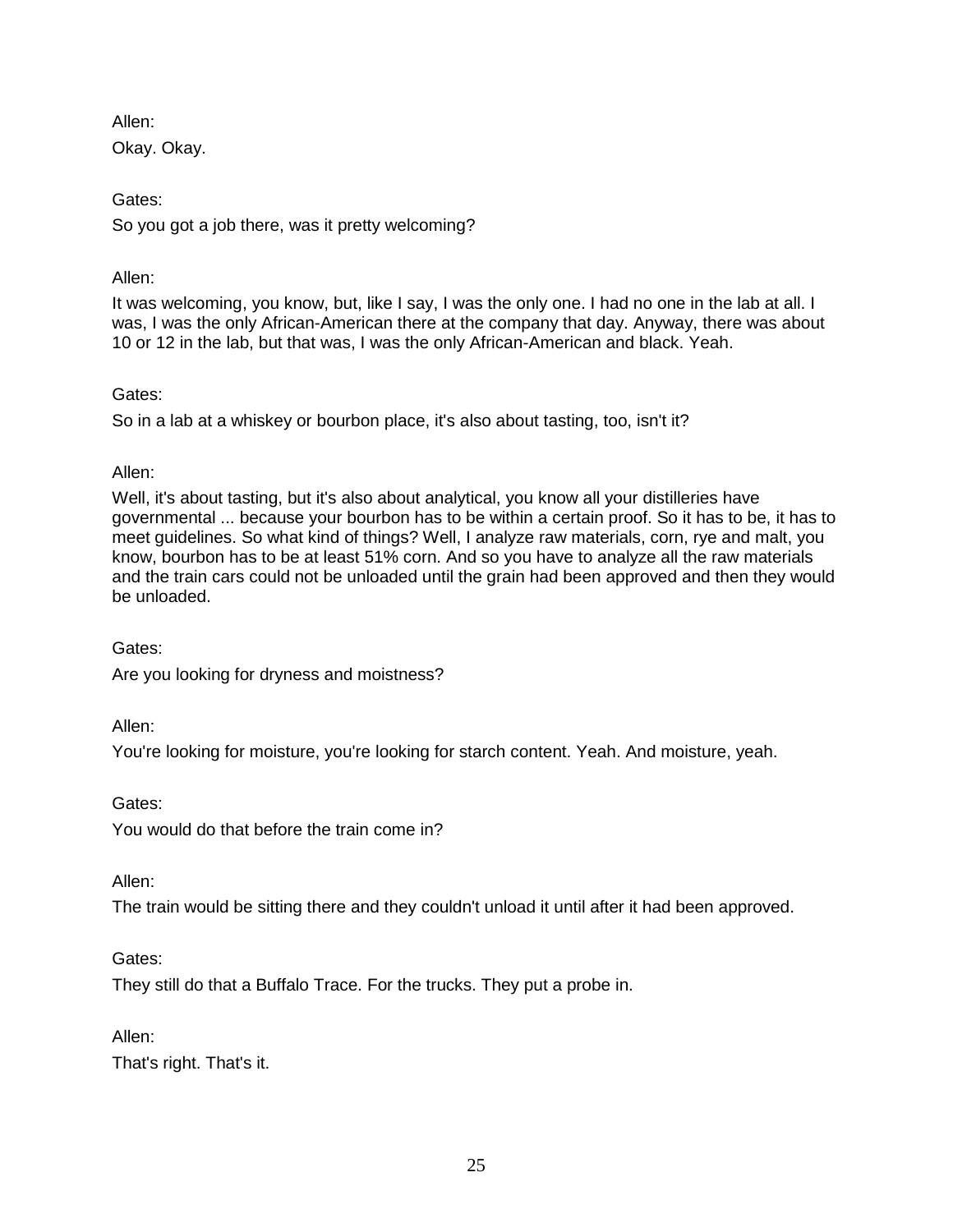Allen:

Okay. Okay.

Gates:

So you got a job there, was it pretty welcoming?

Allen:

It was welcoming, you know, but, like I say, I was the only one. I had no one in the lab at all. I was, I was the only African-American there at the company that day. Anyway, there was about 10 or 12 in the lab, but that was, I was the only African-American and black. Yeah.

Gates:

So in a lab at a whiskey or bourbon place, it's also about tasting, too, isn't it?

Allen:

Well, it's about tasting, but it's also about analytical, you know all your distilleries have governmental ... because your bourbon has to be within a certain proof. So it has to be, it has to meet guidelines. So what kind of things? Well, I analyze raw materials, corn, rye and malt, you know, bourbon has to be at least 51% corn. And so you have to analyze all the raw materials and the train cars could not be unloaded until the grain had been approved and then they would be unloaded.

Gates:

Are you looking for dryness and moistness?

Allen:

You're looking for moisture, you're looking for starch content. Yeah. And moisture, yeah.

Gates:

You would do that before the train come in?

Allen:

The train would be sitting there and they couldn't unload it until after it had been approved.

Gates:

They still do that a Buffalo Trace. For the trucks. They put a probe in.

Allen:

That's right. That's it.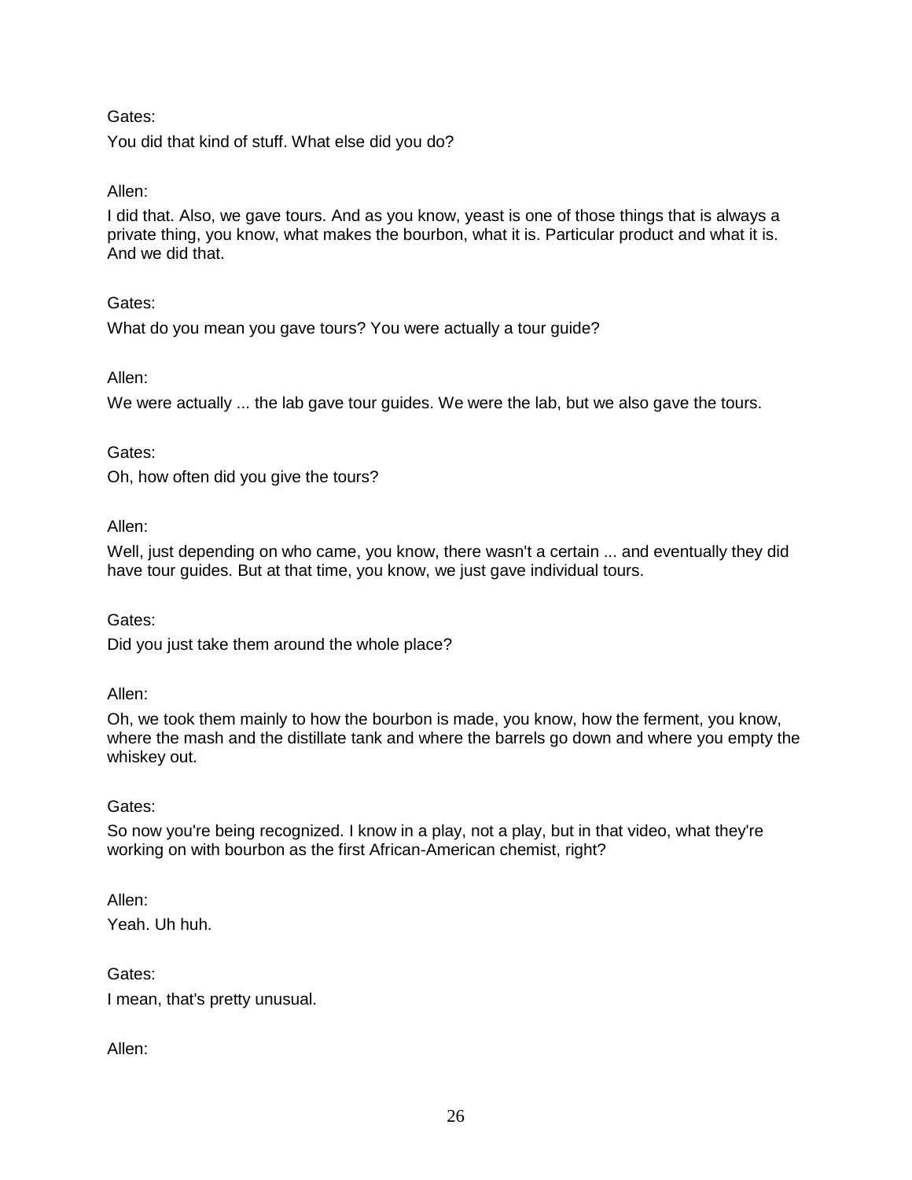Gates:

You did that kind of stuff. What else did you do?

Allen:

I did that. Also, we gave tours. And as you know, yeast is one of those things that is always a private thing, you know, what makes the bourbon, what it is. Particular product and what it is. And we did that.

Gates:

What do you mean you gave tours? You were actually a tour guide?

Allen:

We were actually ... the lab gave tour guides. We were the lab, but we also gave the tours.

Gates:

Oh, how often did you give the tours?

Allen:

Well, just depending on who came, you know, there wasn't a certain ... and eventually they did have tour guides. But at that time, you know, we just gave individual tours.

Gates:

Did you just take them around the whole place?

Allen:

Oh, we took them mainly to how the bourbon is made, you know, how the ferment, you know, where the mash and the distillate tank and where the barrels go down and where you empty the whiskey out.

Gates:

So now you're being recognized. I know in a play, not a play, but in that video, what they're working on with bourbon as the first African-American chemist, right?

Allen:

Yeah. Uh huh.

Gates:

I mean, that's pretty unusual.

Allen: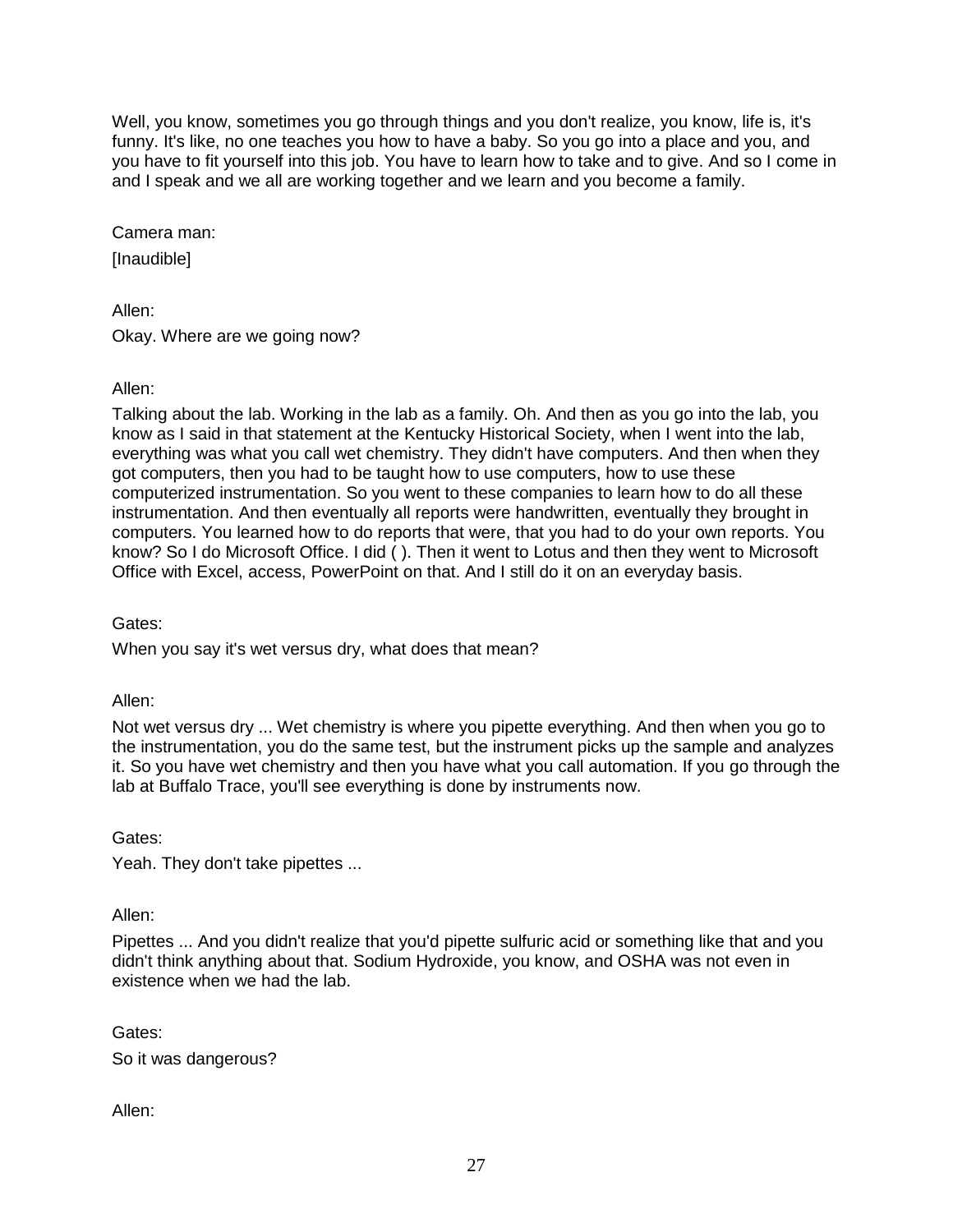Well, you know, sometimes you go through things and you don't realize, you know, life is, it's funny. It's like, no one teaches you how to have a baby. So you go into a place and you, and you have to fit yourself into this job. You have to learn how to take and to give. And so I come in and I speak and we all are working together and we learn and you become a family.

Camera man:

[Inaudible]

Allen:

Okay. Where are we going now?

Allen:

Talking about the lab. Working in the lab as a family. Oh. And then as you go into the lab, you know as I said in that statement at the Kentucky Historical Society, when I went into the lab, everything was what you call wet chemistry. They didn't have computers. And then when they got computers, then you had to be taught how to use computers, how to use these computerized instrumentation. So you went to these companies to learn how to do all these instrumentation. And then eventually all reports were handwritten, eventually they brought in computers. You learned how to do reports that were, that you had to do your own reports. You know? So I do Microsoft Office. I did ( ). Then it went to Lotus and then they went to Microsoft Office with Excel, access, PowerPoint on that. And I still do it on an everyday basis.

Gates:

When you say it's wet versus dry, what does that mean?

Allen:

Not wet versus dry ... Wet chemistry is where you pipette everything. And then when you go to the instrumentation, you do the same test, but the instrument picks up the sample and analyzes it. So you have wet chemistry and then you have what you call automation. If you go through the lab at Buffalo Trace, you'll see everything is done by instruments now.

Gates:

Yeah. They don't take pipettes ...

Allen:

Pipettes ... And you didn't realize that you'd pipette sulfuric acid or something like that and you didn't think anything about that. Sodium Hydroxide, you know, and OSHA was not even in existence when we had the lab.

Gates:

So it was dangerous?

Allen: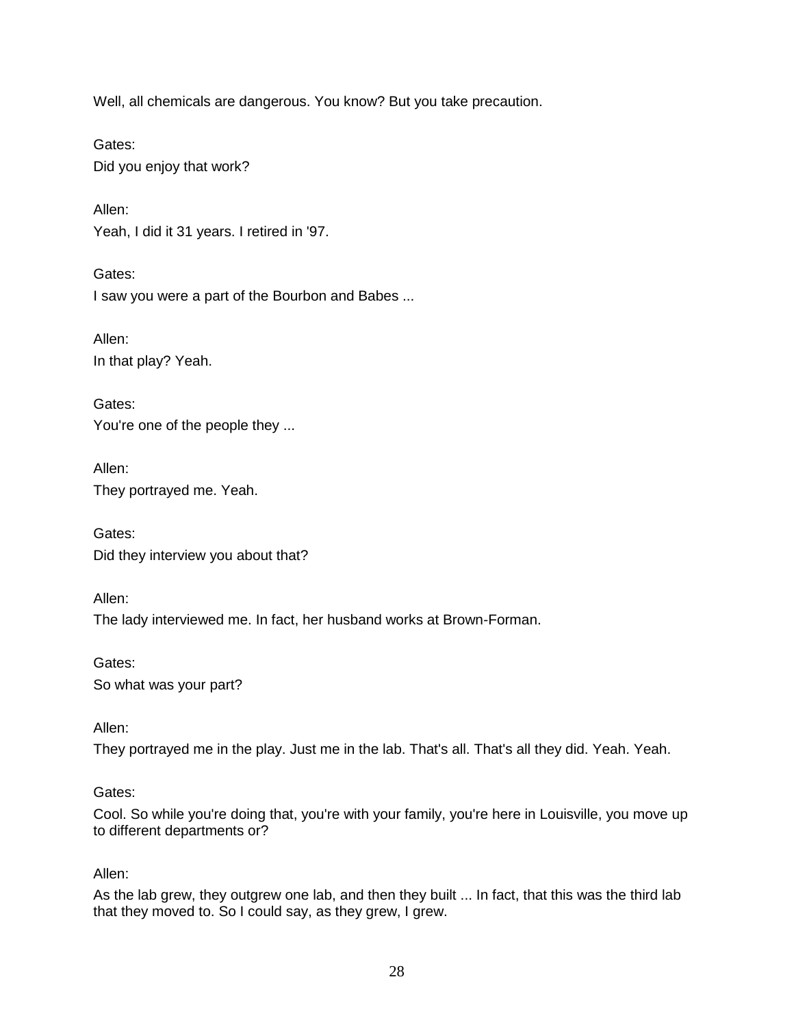Well, all chemicals are dangerous. You know? But you take precaution.

Gates:
Did you enjoy that work?

Allen:
Yeah, I did it 31 years. I retired in '97.

Gates:
I saw you were a part of the Bourbon and Babes ...

Allen:
In that play? Yeah.

Gates:
You're one of the people they ...

Allen:
They portrayed me. Yeah.

Gates:
Did they interview you about that?

Allen:
The lady interviewed me. In fact, her husband works at Brown-Forman.

Gates:
So what was your part?

Allen:
They portrayed me in the play. Just me in the lab. That's all. That's all they did. Yeah. Yeah.

Gates:
Cool. So while you're doing that, you're with your family, you're here in Louisville, you move up to different departments or?

Allen:
As the lab grew, they outgrew one lab, and then they built ... In fact, that this was the third lab that they moved to. So I could say, as they grew, I grew.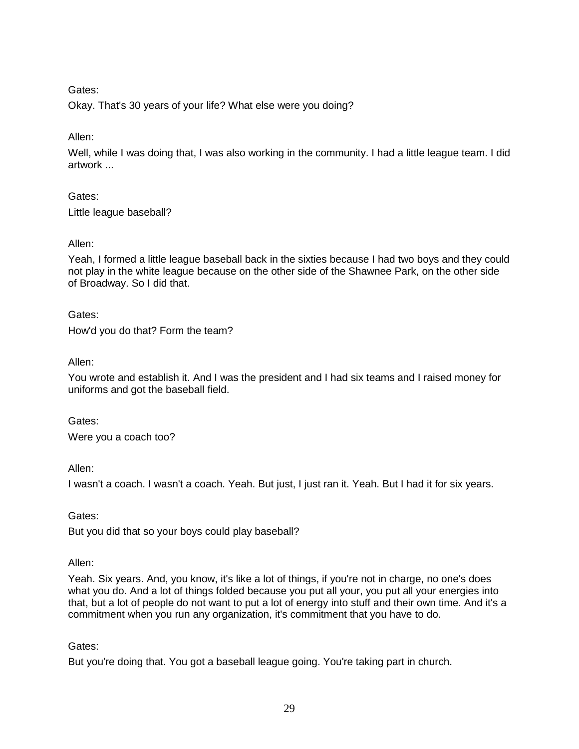Gates:

Okay. That's 30 years of your life? What else were you doing?

Allen:

Well, while I was doing that, I was also working in the community. I had a little league team. I did artwork ...

Gates:

Little league baseball?

Allen:

Yeah, I formed a little league baseball back in the sixties because I had two boys and they could not play in the white league because on the other side of the Shawnee Park, on the other side of Broadway. So I did that.

Gates:

How'd you do that? Form the team?

Allen:

You wrote and establish it. And I was the president and I had six teams and I raised money for uniforms and got the baseball field.

Gates:

Were you a coach too?

Allen:

I wasn't a coach. I wasn't a coach. Yeah. But just, I just ran it. Yeah. But I had it for six years.

Gates:

But you did that so your boys could play baseball?

Allen:

Yeah. Six years. And, you know, it's like a lot of things, if you're not in charge, no one's does what you do. And a lot of things folded because you put all your, you put all your energies into that, but a lot of people do not want to put a lot of energy into stuff and their own time. And it's a commitment when you run any organization, it's commitment that you have to do.

Gates:

But you're doing that. You got a baseball league going. You're taking part in church.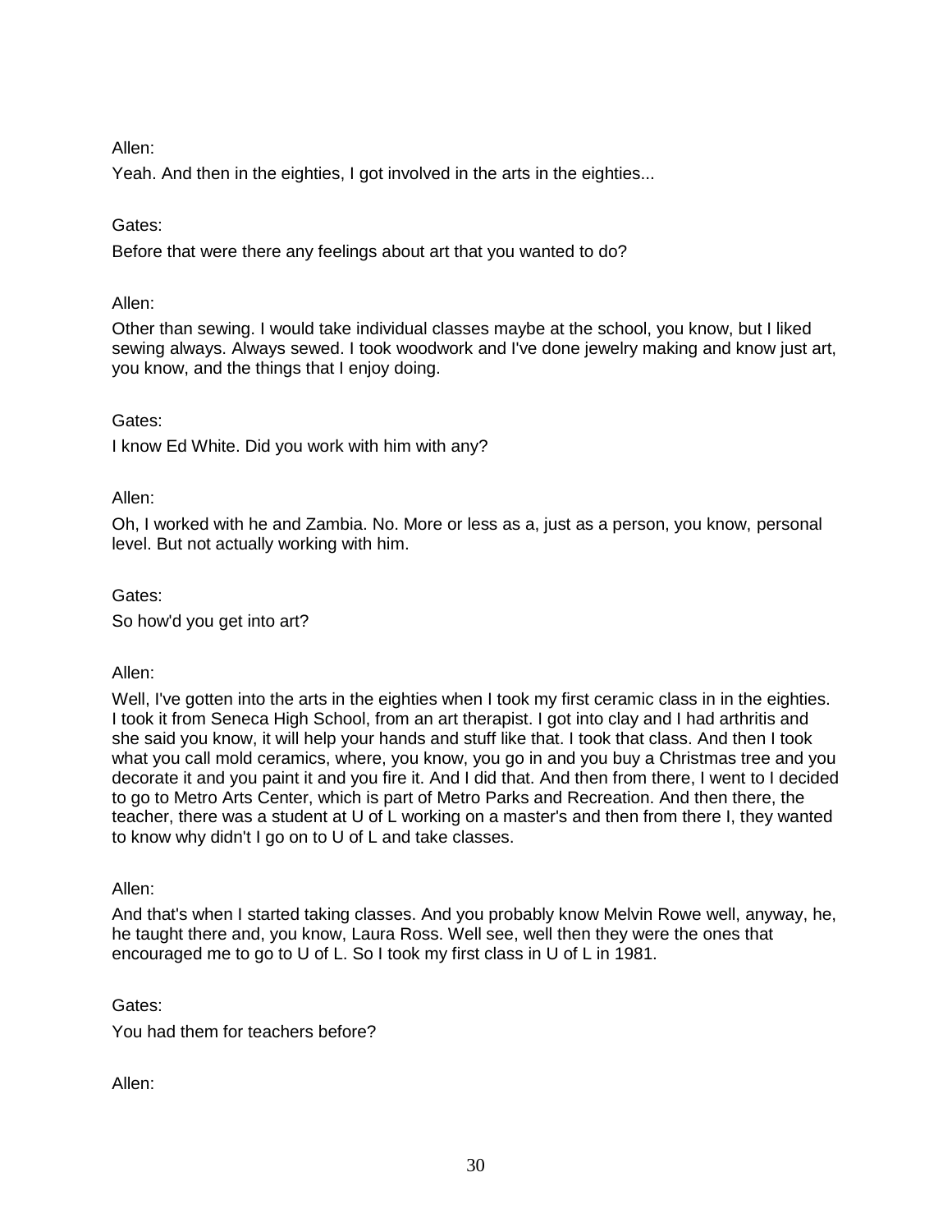Allen:

Yeah. And then in the eighties, I got involved in the arts in the eighties...

Gates:

Before that were there any feelings about art that you wanted to do?

Allen:

Other than sewing. I would take individual classes maybe at the school, you know, but I liked sewing always. Always sewed. I took woodwork and I've done jewelry making and know just art, you know, and the things that I enjoy doing.

Gates:

I know Ed White. Did you work with him with any?

Allen:

Oh, I worked with he and Zambia. No. More or less as a, just as a person, you know, personal level. But not actually working with him.

Gates:

So how'd you get into art?

Allen:

Well, I've gotten into the arts in the eighties when I took my first ceramic class in in the eighties. I took it from Seneca High School, from an art therapist. I got into clay and I had arthritis and she said you know, it will help your hands and stuff like that. I took that class. And then I took what you call mold ceramics, where, you know, you go in and you buy a Christmas tree and you decorate it and you paint it and you fire it. And I did that. And then from there, I went to I decided to go to Metro Arts Center, which is part of Metro Parks and Recreation. And then there, the teacher, there was a student at U of L working on a master's and then from there I, they wanted to know why didn't I go on to U of L and take classes.

Allen:

And that's when I started taking classes. And you probably know Melvin Rowe well, anyway, he, he taught there and, you know, Laura Ross. Well see, well then they were the ones that encouraged me to go to U of L. So I took my first class in U of L in 1981.

Gates:

You had them for teachers before?

Allen: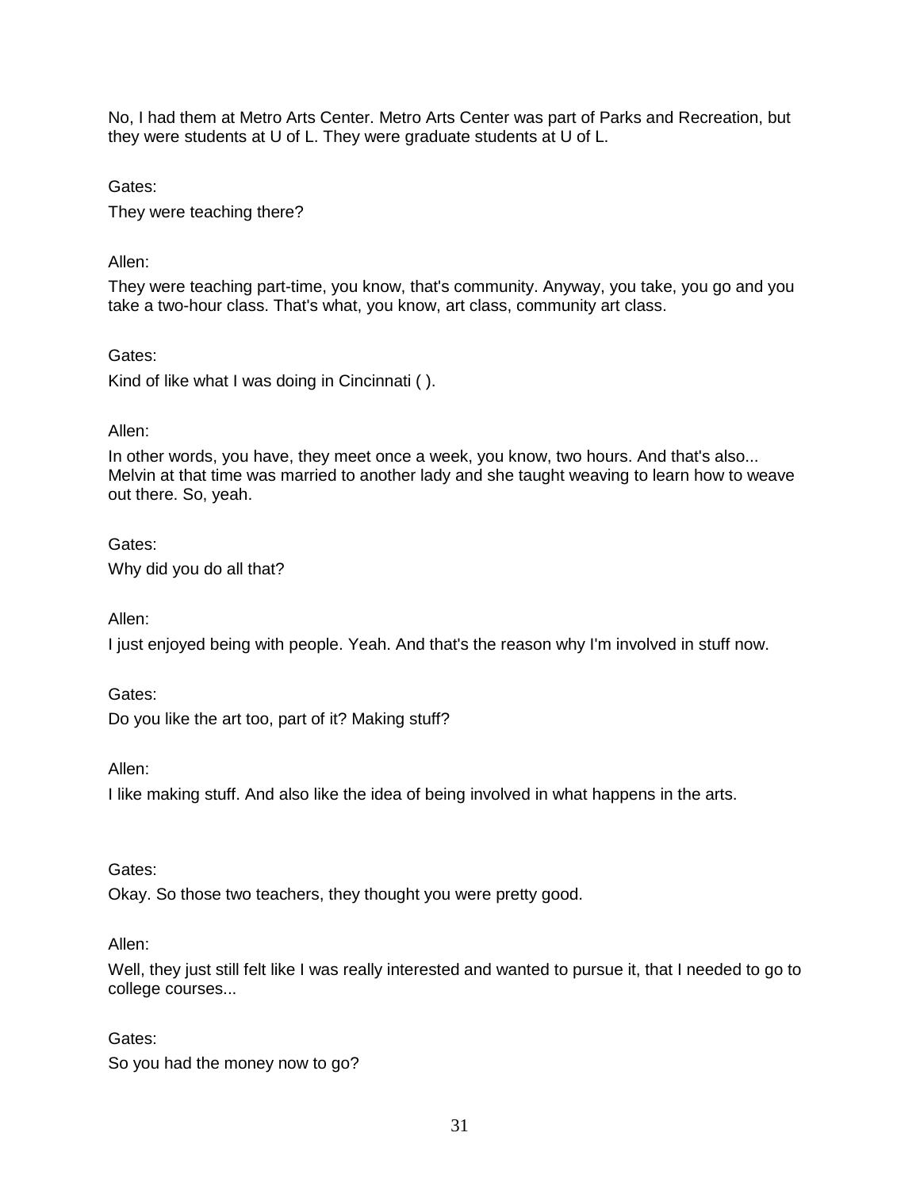No, I had them at Metro Arts Center. Metro Arts Center was part of Parks and Recreation, but they were students at U of L. They were graduate students at U of L.

Gates:

They were teaching there?

Allen:

They were teaching part-time, you know, that's community. Anyway, you take, you go and you take a two-hour class. That's what, you know, art class, community art class.

Gates:

Kind of like what I was doing in Cincinnati ( ).

Allen:

In other words, you have, they meet once a week, you know, two hours. And that's also... Melvin at that time was married to another lady and she taught weaving to learn how to weave out there. So, yeah.

Gates:

Why did you do all that?

Allen:

I just enjoyed being with people. Yeah. And that's the reason why I'm involved in stuff now.

Gates:

Do you like the art too, part of it? Making stuff?

Allen:

I like making stuff. And also like the idea of being involved in what happens in the arts.

Gates:

Okay. So those two teachers, they thought you were pretty good.

Allen:

Well, they just still felt like I was really interested and wanted to pursue it, that I needed to go to college courses...

Gates:

So you had the money now to go?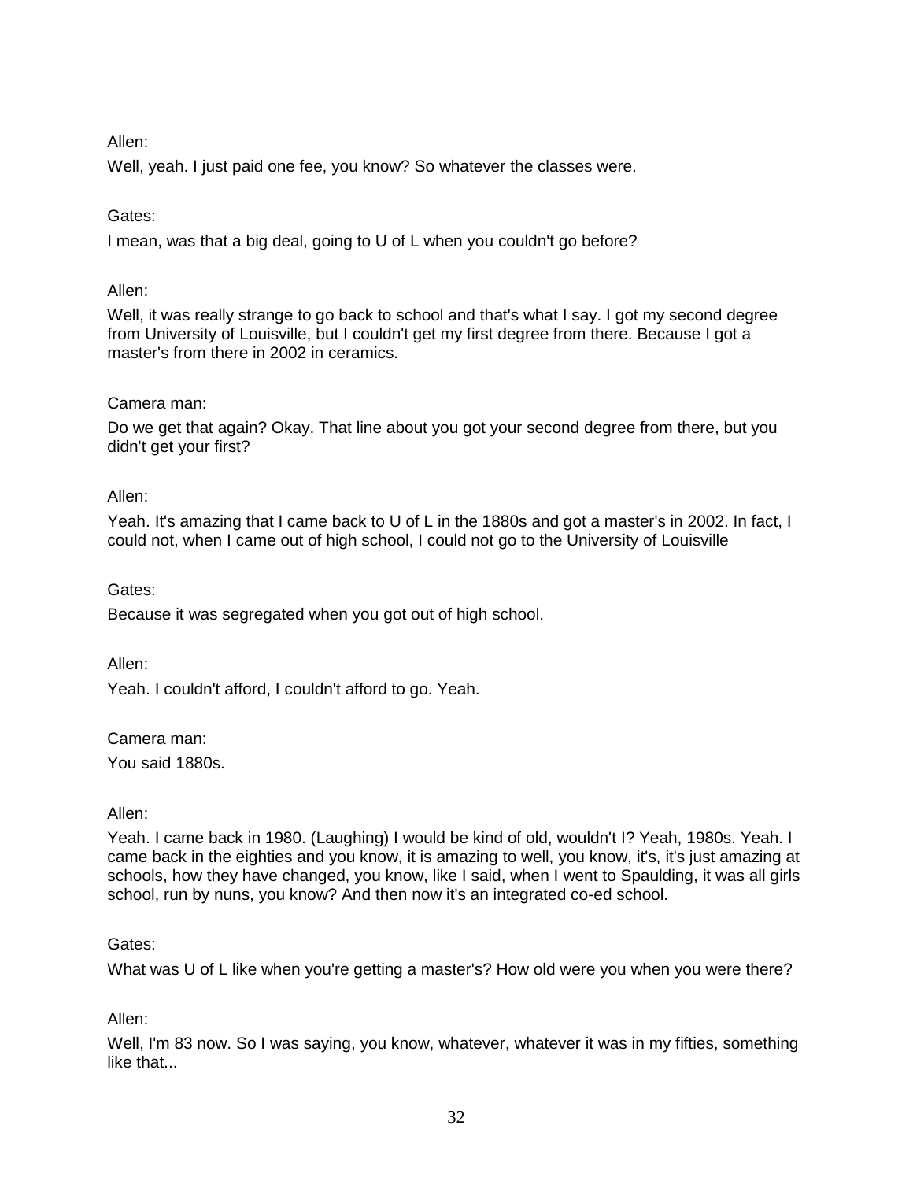Allen:

Well, yeah. I just paid one fee, you know? So whatever the classes were.

Gates:

I mean, was that a big deal, going to U of L when you couldn't go before?

Allen:

Well, it was really strange to go back to school and that's what I say. I got my second degree from University of Louisville, but I couldn't get my first degree from there. Because I got a master's from there in 2002 in ceramics.

Camera man:

Do we get that again? Okay. That line about you got your second degree from there, but you didn't get your first?

Allen:

Yeah. It's amazing that I came back to U of L in the 1880s and got a master's in 2002. In fact, I could not, when I came out of high school, I could not go to the University of Louisville

Gates:

Because it was segregated when you got out of high school.

Allen:

Yeah. I couldn't afford, I couldn't afford to go. Yeah.

Camera man:

You said 1880s.

Allen:

Yeah. I came back in 1980. (Laughing) I would be kind of old, wouldn't I? Yeah, 1980s. Yeah. I came back in the eighties and you know, it is amazing to well, you know, it's, it's just amazing at schools, how they have changed, you know, like I said, when I went to Spaulding, it was all girls school, run by nuns, you know? And then now it's an integrated co-ed school.

Gates:

What was U of L like when you're getting a master's? How old were you when you were there?

Allen:

Well, I'm 83 now. So I was saying, you know, whatever, whatever it was in my fifties, something like that...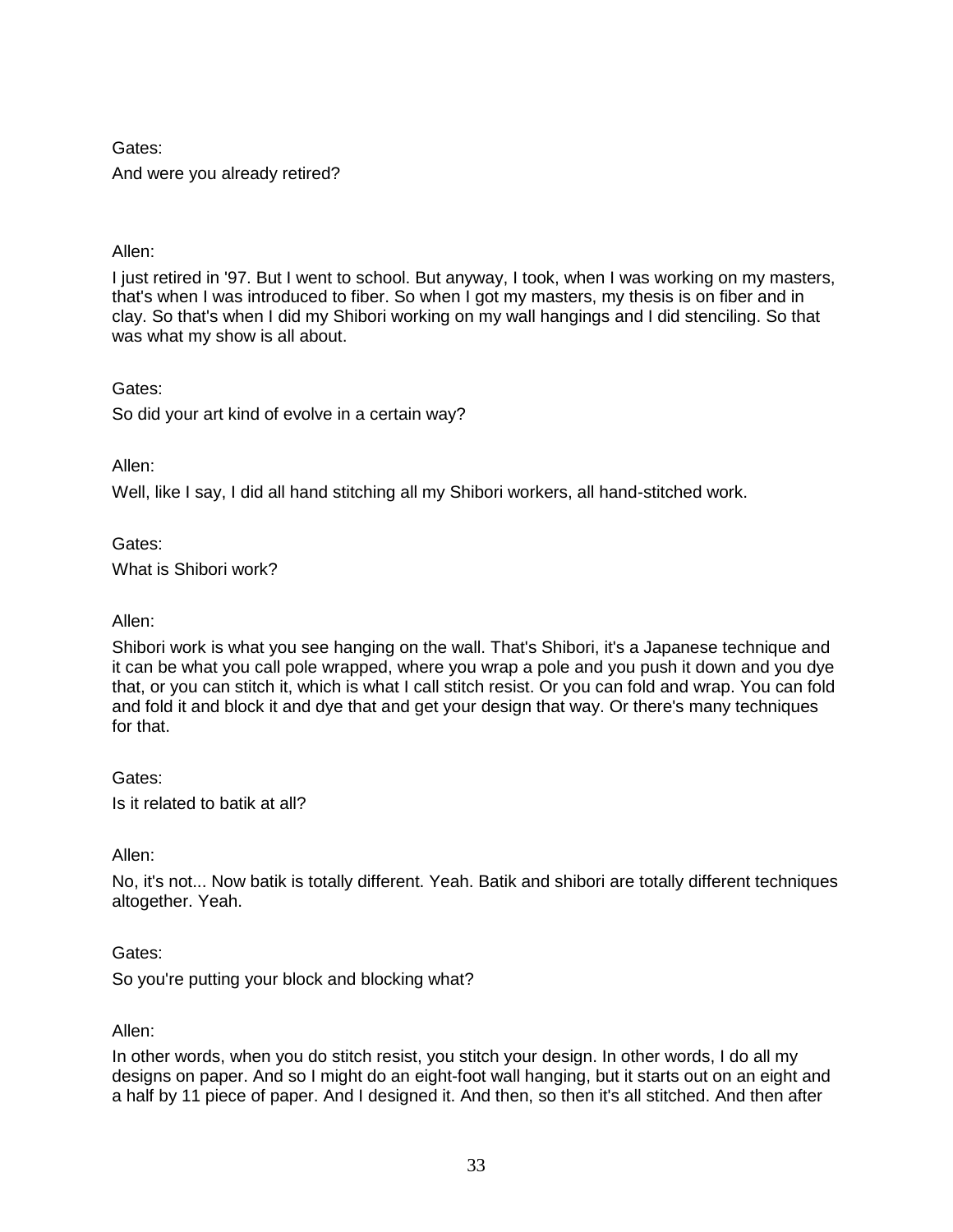Gates:

And were you already retired?

Allen:

I just retired in '97. But I went to school. But anyway, I took, when I was working on my masters, that's when I was introduced to fiber. So when I got my masters, my thesis is on fiber and in clay. So that's when I did my Shibori working on my wall hangings and I did stenciling. So that was what my show is all about.

Gates:

So did your art kind of evolve in a certain way?

Allen:

Well, like I say, I did all hand stitching all my Shibori workers, all hand-stitched work.

Gates:

What is Shibori work?

Allen:

Shibori work is what you see hanging on the wall. That's Shibori, it's a Japanese technique and it can be what you call pole wrapped, where you wrap a pole and you push it down and you dye that, or you can stitch it, which is what I call stitch resist. Or you can fold and wrap. You can fold and fold it and block it and dye that and get your design that way. Or there's many techniques for that.

Gates:

Is it related to batik at all?

Allen:

No, it's not... Now batik is totally different. Yeah. Batik and shibori are totally different techniques altogether. Yeah.

Gates:

So you're putting your block and blocking what?

Allen:

In other words, when you do stitch resist, you stitch your design. In other words, I do all my designs on paper. And so I might do an eight-foot wall hanging, but it starts out on an eight and a half by 11 piece of paper. And I designed it. And then, so then it's all stitched. And then after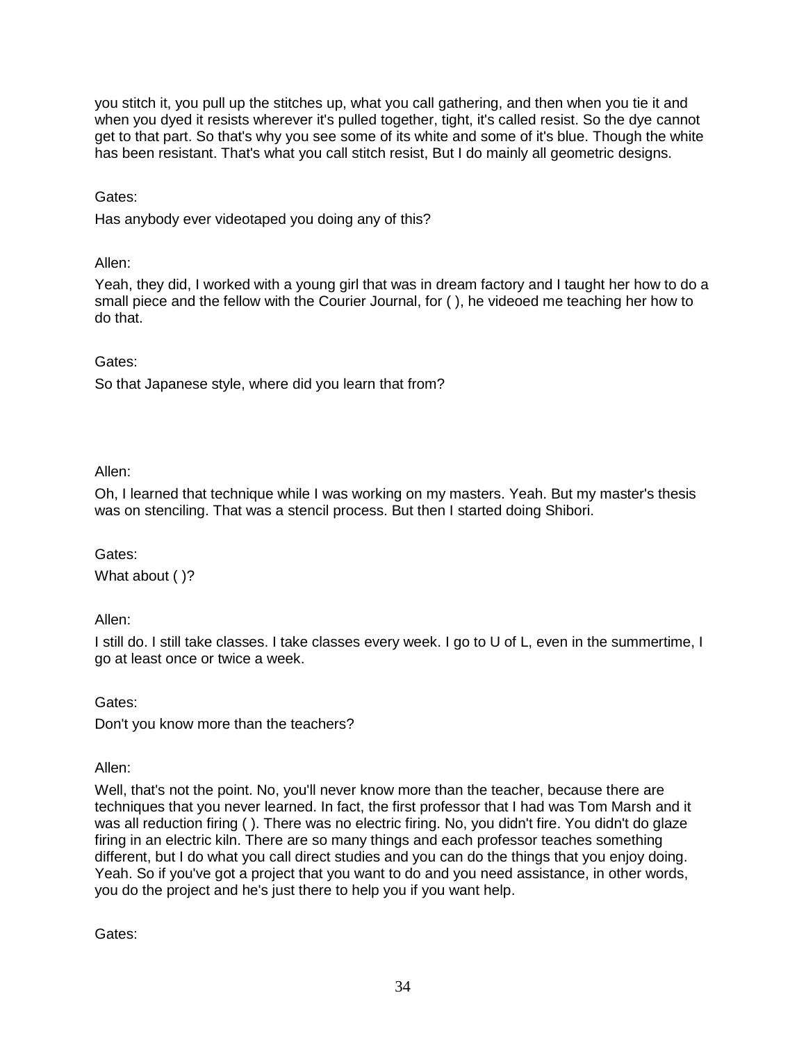you stitch it, you pull up the stitches up, what you call gathering, and then when you tie it and when you dyed it resists wherever it's pulled together, tight, it's called resist. So the dye cannot get to that part. So that's why you see some of its white and some of it's blue. Though the white has been resistant. That's what you call stitch resist, But I do mainly all geometric designs.

Gates:

Has anybody ever videotaped you doing any of this?

Allen:

Yeah, they did, I worked with a young girl that was in dream factory and I taught her how to do a small piece and the fellow with the Courier Journal, for ( ), he videoed me teaching her how to do that.

Gates:

So that Japanese style, where did you learn that from?

Allen:

Oh, I learned that technique while I was working on my masters. Yeah. But my master's thesis was on stenciling. That was a stencil process. But then I started doing Shibori.

Gates:

What about ( )?

Allen:

I still do. I still take classes. I take classes every week. I go to U of L, even in the summertime, I go at least once or twice a week.

Gates:

Don't you know more than the teachers?

Allen:

Well, that's not the point. No, you'll never know more than the teacher, because there are techniques that you never learned. In fact, the first professor that I had was Tom Marsh and it was all reduction firing ( ). There was no electric firing. No, you didn't fire. You didn't do glaze firing in an electric kiln. There are so many things and each professor teaches something different, but I do what you call direct studies and you can do the things that you enjoy doing. Yeah. So if you've got a project that you want to do and you need assistance, in other words, you do the project and he's just there to help you if you want help.

Gates: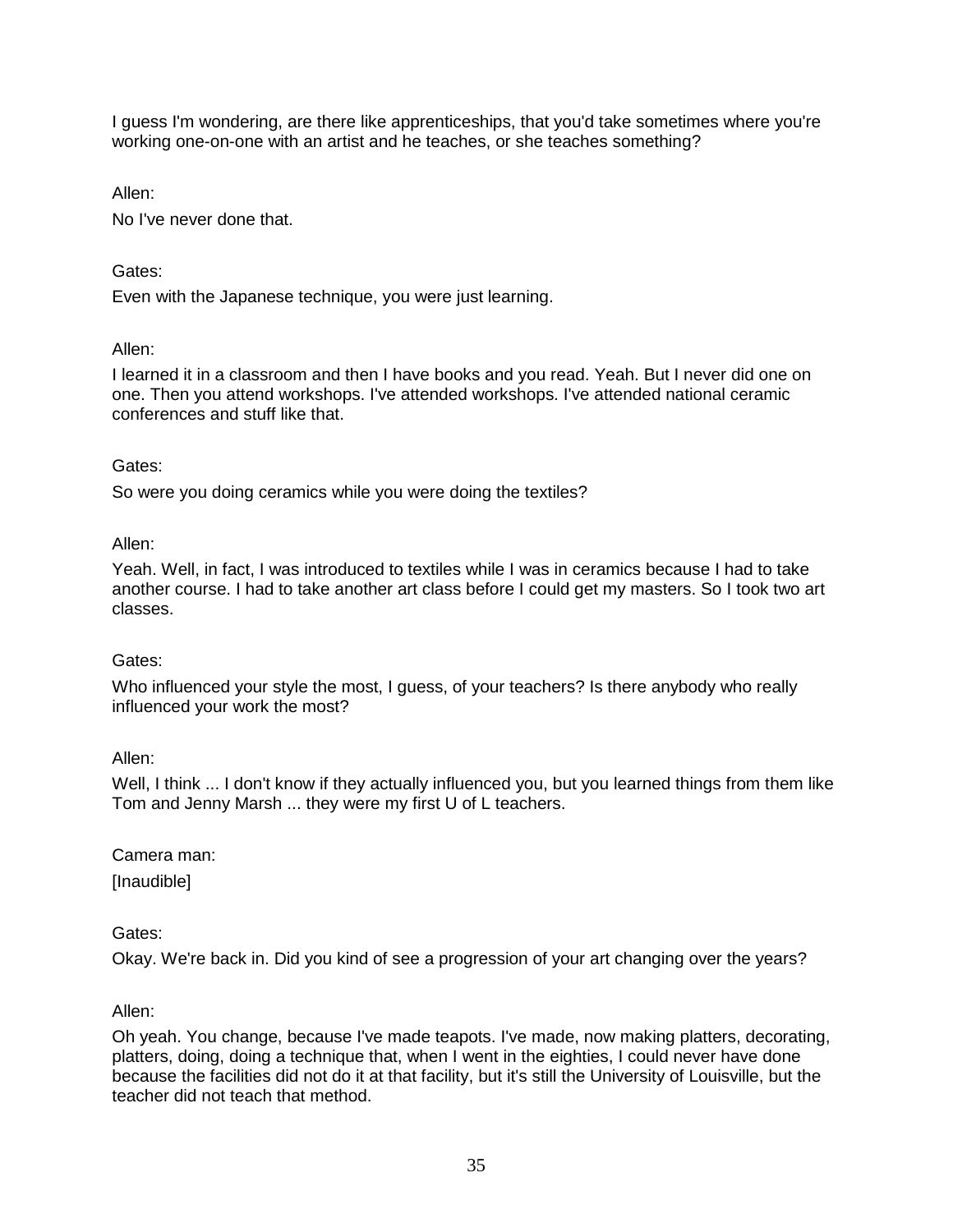I guess I'm wondering, are there like apprenticeships, that you'd take sometimes where you're working one-on-one with an artist and he teaches, or she teaches something?

Allen:

No I've never done that.

Gates:

Even with the Japanese technique, you were just learning.

Allen:

I learned it in a classroom and then I have books and you read. Yeah. But I never did one on one. Then you attend workshops. I've attended workshops. I've attended national ceramic conferences and stuff like that.

Gates:

So were you doing ceramics while you were doing the textiles?

Allen:

Yeah. Well, in fact, I was introduced to textiles while I was in ceramics because I had to take another course. I had to take another art class before I could get my masters. So I took two art classes.

Gates:

Who influenced your style the most, I guess, of your teachers? Is there anybody who really influenced your work the most?

Allen:

Well, I think ... I don't know if they actually influenced you, but you learned things from them like Tom and Jenny Marsh ... they were my first U of L teachers.

Camera man:

[Inaudible]

Gates:

Okay. We're back in. Did you kind of see a progression of your art changing over the years?

Allen:

Oh yeah. You change, because I've made teapots. I've made, now making platters, decorating, platters, doing, doing a technique that, when I went in the eighties, I could never have done because the facilities did not do it at that facility, but it's still the University of Louisville, but the teacher did not teach that method.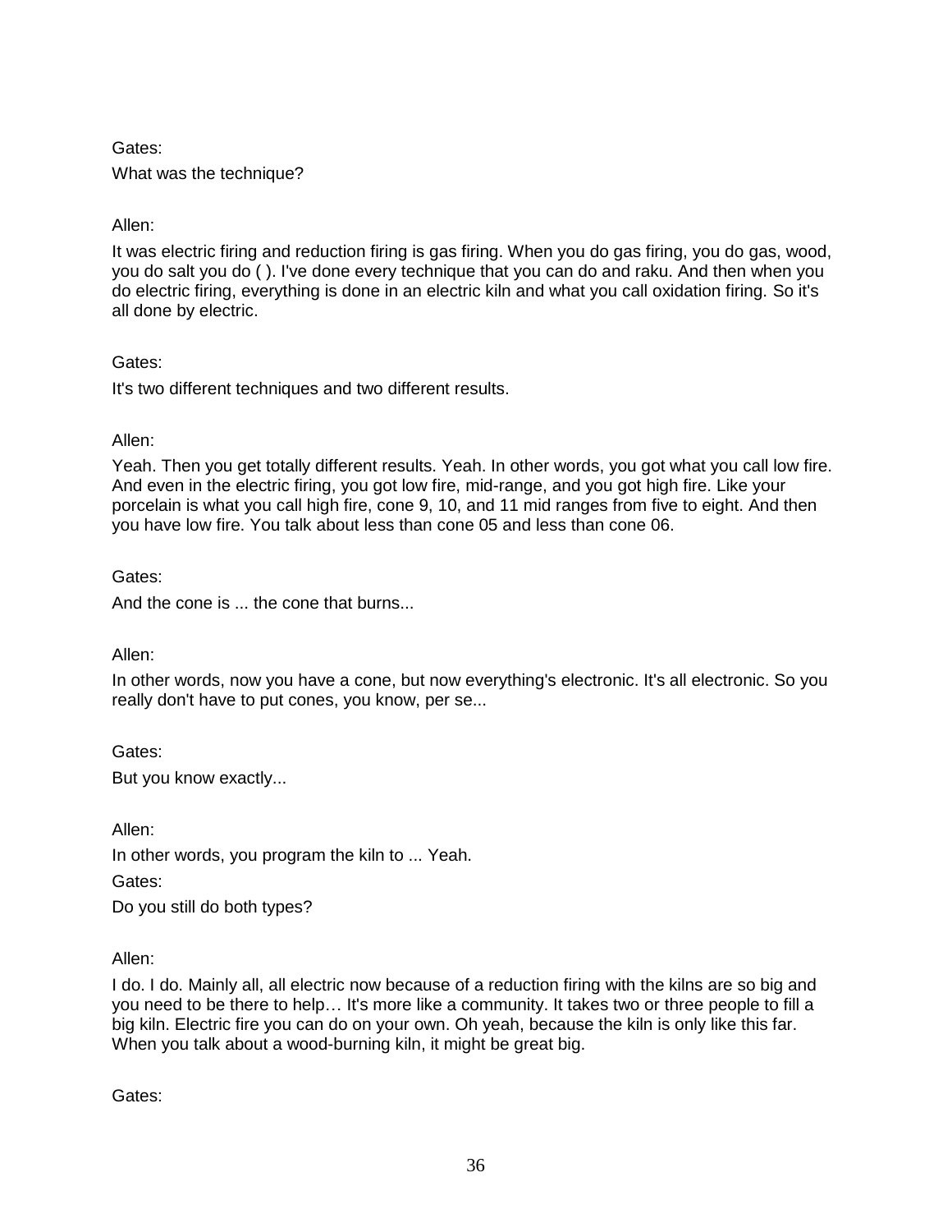Gates:

What was the technique?

Allen:

It was electric firing and reduction firing is gas firing. When you do gas firing, you do gas, wood, you do salt you do ( ). I've done every technique that you can do and raku. And then when you do electric firing, everything is done in an electric kiln and what you call oxidation firing. So it's all done by electric.

Gates:

It's two different techniques and two different results.

Allen:

Yeah. Then you get totally different results. Yeah. In other words, you got what you call low fire. And even in the electric firing, you got low fire, mid-range, and you got high fire. Like your porcelain is what you call high fire, cone 9, 10, and 11 mid ranges from five to eight. And then you have low fire. You talk about less than cone 05 and less than cone 06.

Gates:

And the cone is ... the cone that burns...

Allen:

In other words, now you have a cone, but now everything's electronic. It's all electronic. So you really don't have to put cones, you know, per se...

Gates:

But you know exactly...

Allen:

In other words, you program the kiln to ... Yeah.

Gates:

Do you still do both types?

Allen:

I do. I do. Mainly all, all electric now because of a reduction firing with the kilns are so big and you need to be there to help… It's more like a community. It takes two or three people to fill a big kiln. Electric fire you can do on your own. Oh yeah, because the kiln is only like this far. When you talk about a wood-burning kiln, it might be great big.

Gates: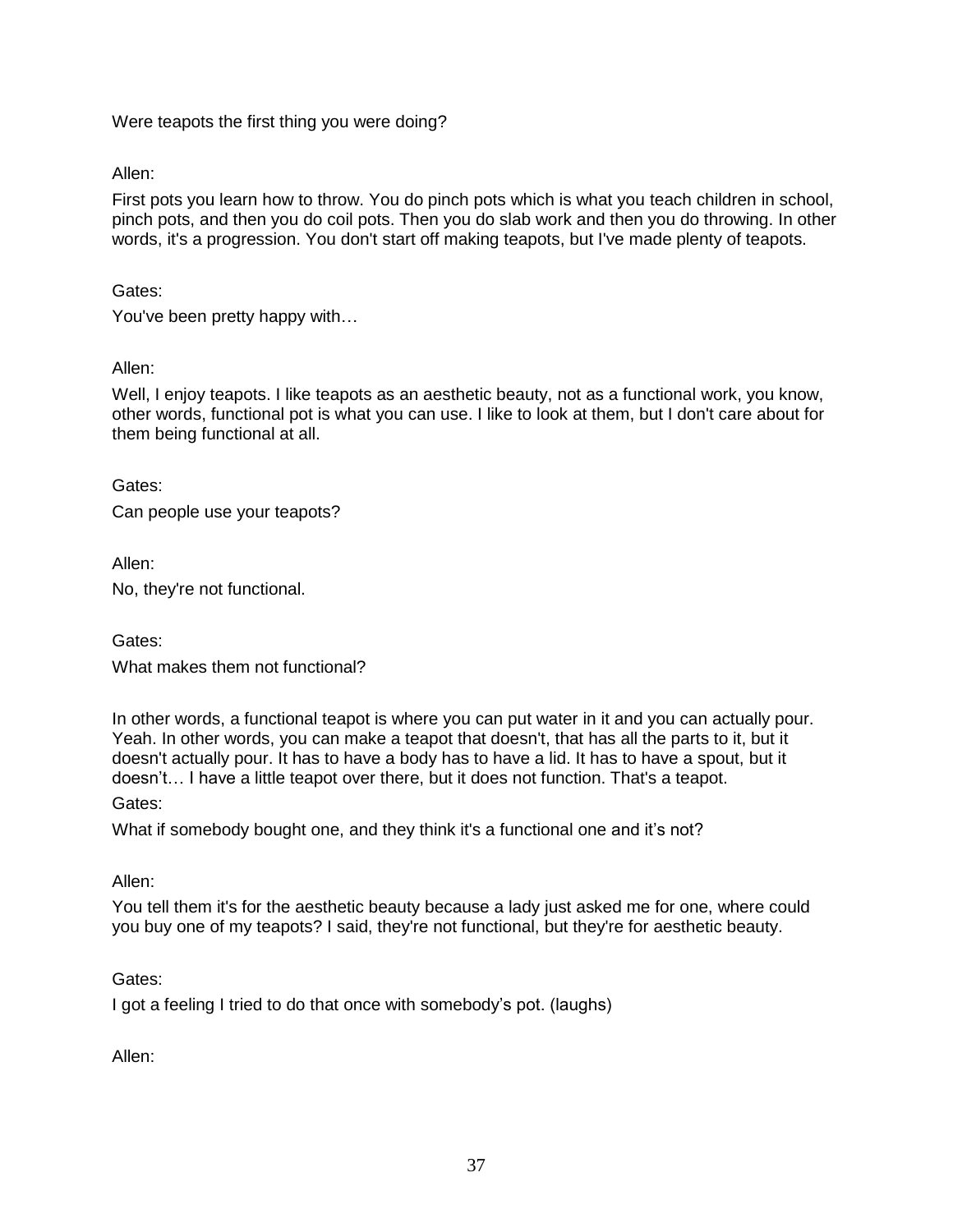Were teapots the first thing you were doing?

Allen:

First pots you learn how to throw. You do pinch pots which is what you teach children in school, pinch pots, and then you do coil pots. Then you do slab work and then you do throwing. In other words, it's a progression. You don't start off making teapots, but I've made plenty of teapots.

Gates:

You've been pretty happy with…

Allen:

Well, I enjoy teapots. I like teapots as an aesthetic beauty, not as a functional work, you know, other words, functional pot is what you can use. I like to look at them, but I don't care about for them being functional at all.

Gates:

Can people use your teapots?

Allen:

No, they're not functional.

Gates:

What makes them not functional?

In other words, a functional teapot is where you can put water in it and you can actually pour. Yeah. In other words, you can make a teapot that doesn't, that has all the parts to it, but it doesn't actually pour. It has to have a body has to have a lid. It has to have a spout, but it doesn't… I have a little teapot over there, but it does not function. That's a teapot.

Gates:

What if somebody bought one, and they think it's a functional one and it's not?

Allen:

You tell them it's for the aesthetic beauty because a lady just asked me for one, where could you buy one of my teapots? I said, they're not functional, but they're for aesthetic beauty.

Gates:

I got a feeling I tried to do that once with somebody's pot. (laughs)

Allen: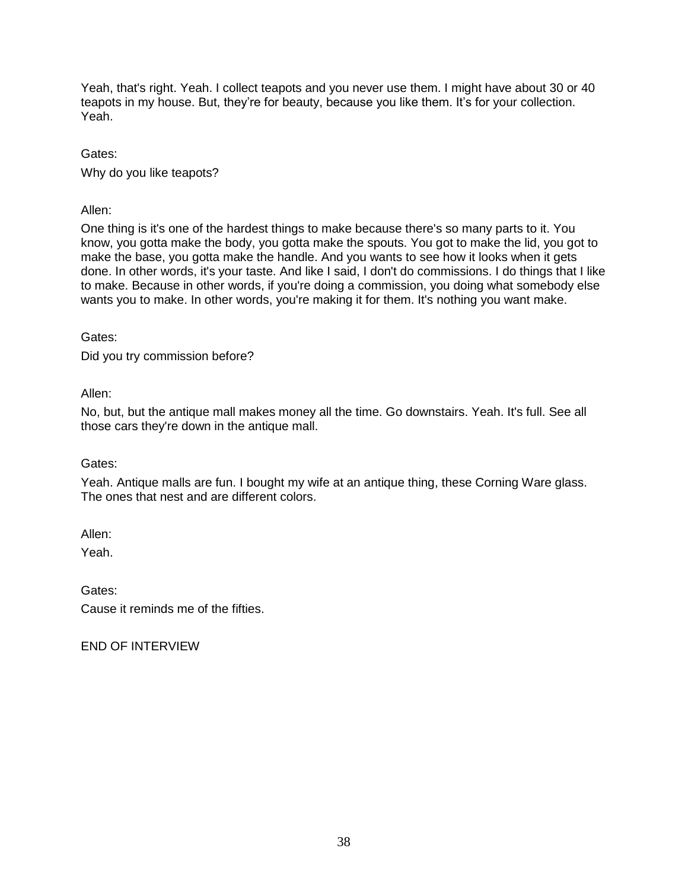Yeah, that's right. Yeah. I collect teapots and you never use them. I might have about 30 or 40 teapots in my house. But, they're for beauty, because you like them. It's for your collection. Yeah.

Gates:

Why do you like teapots?

Allen:

One thing is it's one of the hardest things to make because there's so many parts to it. You know, you gotta make the body, you gotta make the spouts. You got to make the lid, you got to make the base, you gotta make the handle. And you wants to see how it looks when it gets done. In other words, it's your taste. And like I said, I don't do commissions. I do things that I like to make. Because in other words, if you're doing a commission, you doing what somebody else wants you to make. In other words, you're making it for them. It's nothing you want make.

Gates:

Did you try commission before?

Allen:

No, but, but the antique mall makes money all the time. Go downstairs. Yeah. It's full. See all those cars they're down in the antique mall.

Gates:

Yeah. Antique malls are fun. I bought my wife at an antique thing, these Corning Ware glass. The ones that nest and are different colors.

Allen:

Yeah.

Gates:

Cause it reminds me of the fifties.

END OF INTERVIEW